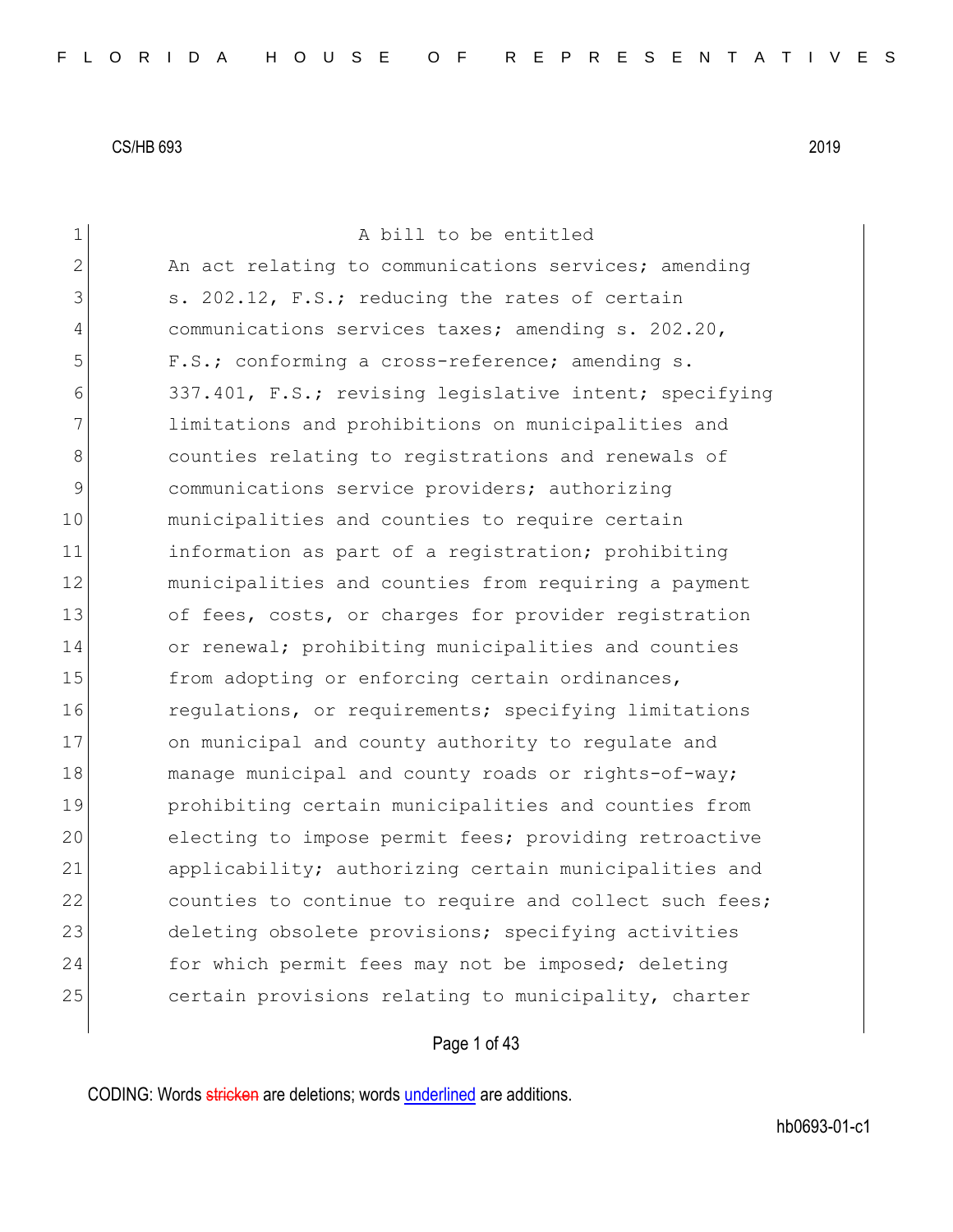CS/HB 693 2019

1 A bill to be entitled
2 An act relating to communications services; amending
3 s. 202.12, F.S.; reducing the rates of certain
4 communications services taxes; amending s. 202.20,
5 F.S.; conforming a cross-reference; amending s.
6 337.401, F.S.; revising legislative intent; specifying
7 limitations and prohibitions on municipalities and
8 counties relating to registrations and renewals of
9 communications service providers; authorizing
10 municipalities and counties to require certain
11 information as part of a registration; prohibiting
12 municipalities and counties from requiring a payment
13 of fees, costs, or charges for provider registration
14 or renewal; prohibiting municipalities and counties
15 from adopting or enforcing certain ordinances,
16 regulations, or requirements; specifying limitations
17 on municipal and county authority to regulate and
18 manage municipal and county roads or rights-of-way;
19 prohibiting certain municipalities and counties from
20 electing to impose permit fees; providing retroactive
21 applicability; authorizing certain municipalities and
22 counties to continue to require and collect such fees;
23 deleting obsolete provisions; specifying activities
24 for which permit fees may not be imposed; deleting
25 certain provisions relating to municipality, charter

CODING: Words stricken are deletions; words underlined are additions.

hb0693-01-c1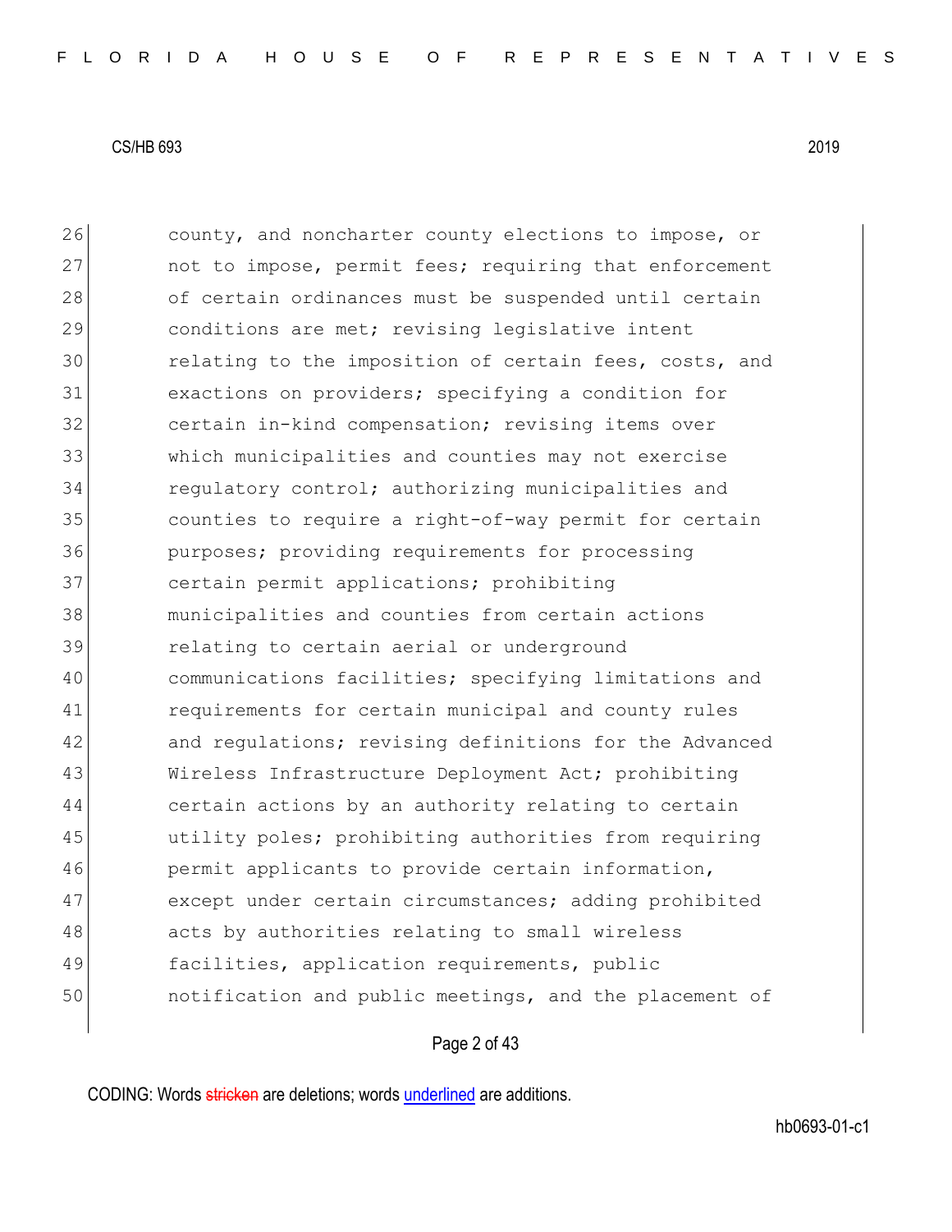26 county, and noncharter county elections to impose, or
27 not to impose, permit fees; requiring that enforcement
28 of certain ordinances must be suspended until certain
29 conditions are met; revising legislative intent
30 relating to the imposition of certain fees, costs, and
31 exactions on providers; specifying a condition for
32 certain in-kind compensation; revising items over
33 which municipalities and counties may not exercise
34 regulatory control; authorizing municipalities and
35 counties to require a right-of-way permit for certain
36 purposes; providing requirements for processing
37 certain permit applications; prohibiting
38 municipalities and counties from certain actions
39 relating to certain aerial or underground
40 communications facilities; specifying limitations and
41 requirements for certain municipal and county rules
42 and regulations; revising definitions for the Advanced
43 Wireless Infrastructure Deployment Act; prohibiting
44 certain actions by an authority relating to certain
45 utility poles; prohibiting authorities from requiring
46 permit applicants to provide certain information,
47 except under certain circumstances; adding prohibited
48 acts by authorities relating to small wireless
49 facilities, application requirements, public
50 notification and public meetings, and the placement of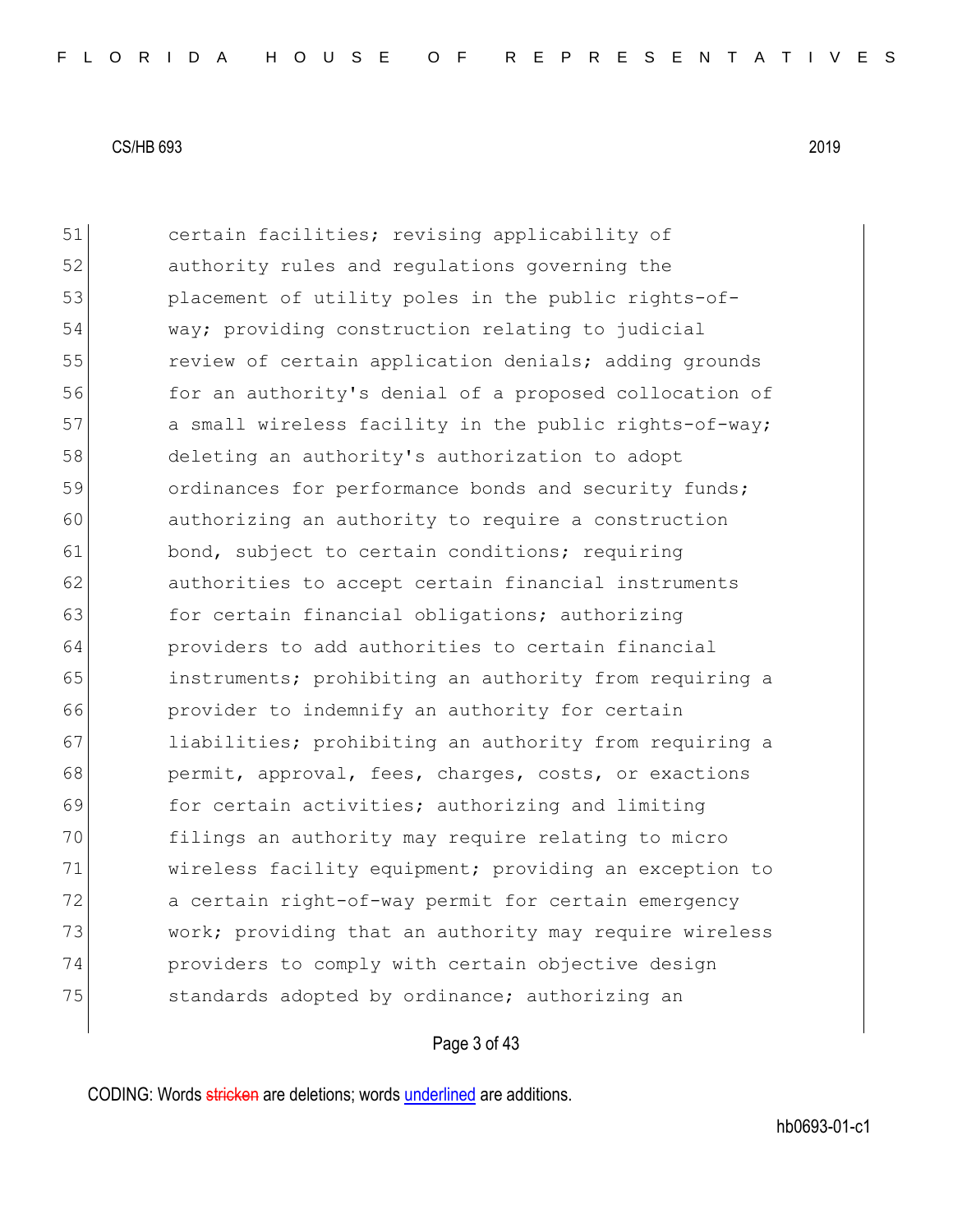51 certain facilities; revising applicability of
52 authority rules and regulations governing the
53 placement of utility poles in the public rights-of-
54 way; providing construction relating to judicial
55 review of certain application denials; adding grounds
56 for an authority's denial of a proposed collocation of
57 a small wireless facility in the public rights-of-way;
58 deleting an authority's authorization to adopt
59 ordinances for performance bonds and security funds;
60 authorizing an authority to require a construction
61 bond, subject to certain conditions; requiring
62 authorities to accept certain financial instruments
63 for certain financial obligations; authorizing
64 providers to add authorities to certain financial
65 instruments; prohibiting an authority from requiring a
66 provider to indemnify an authority for certain
67 liabilities; prohibiting an authority from requiring a
68 permit, approval, fees, charges, costs, or exactions
69 for certain activities; authorizing and limiting
70 filings an authority may require relating to micro
71 wireless facility equipment; providing an exception to
72 a certain right-of-way permit for certain emergency
73 work; providing that an authority may require wireless
74 providers to comply with certain objective design
75 standards adopted by ordinance; authorizing an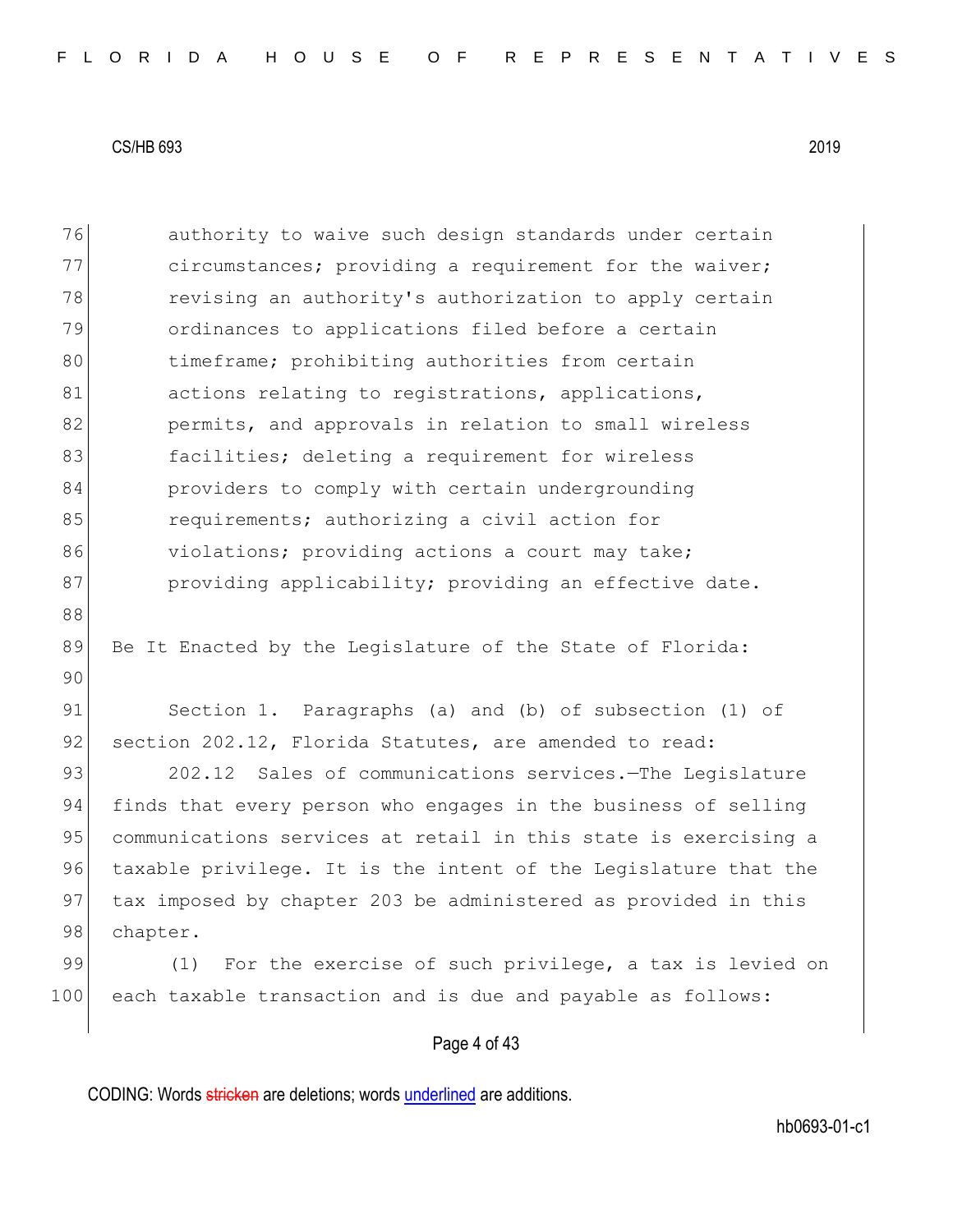authority to waive such design standards under certain circumstances; providing a requirement for the waiver; revising an authority's authorization to apply certain ordinances to applications filed before a certain timeframe; prohibiting authorities from certain actions relating to registrations, applications, permits, and approvals in relation to small wireless facilities; deleting a requirement for wireless providers to comply with certain undergrounding requirements; authorizing a civil action for violations; providing actions a court may take; providing applicability; providing an effective date.

Be It Enacted by the Legislature of the State of Florida:

Section 1. Paragraphs (a) and (b) of subsection (1) of section 202.12, Florida Statutes, are amended to read:

202.12 Sales of communications services.—The Legislature finds that every person who engages in the business of selling communications services at retail in this state is exercising a taxable privilege. It is the intent of the Legislature that the tax imposed by chapter 203 be administered as provided in this chapter.

(1) For the exercise of such privilege, a tax is levied on each taxable transaction and is due and payable as follows: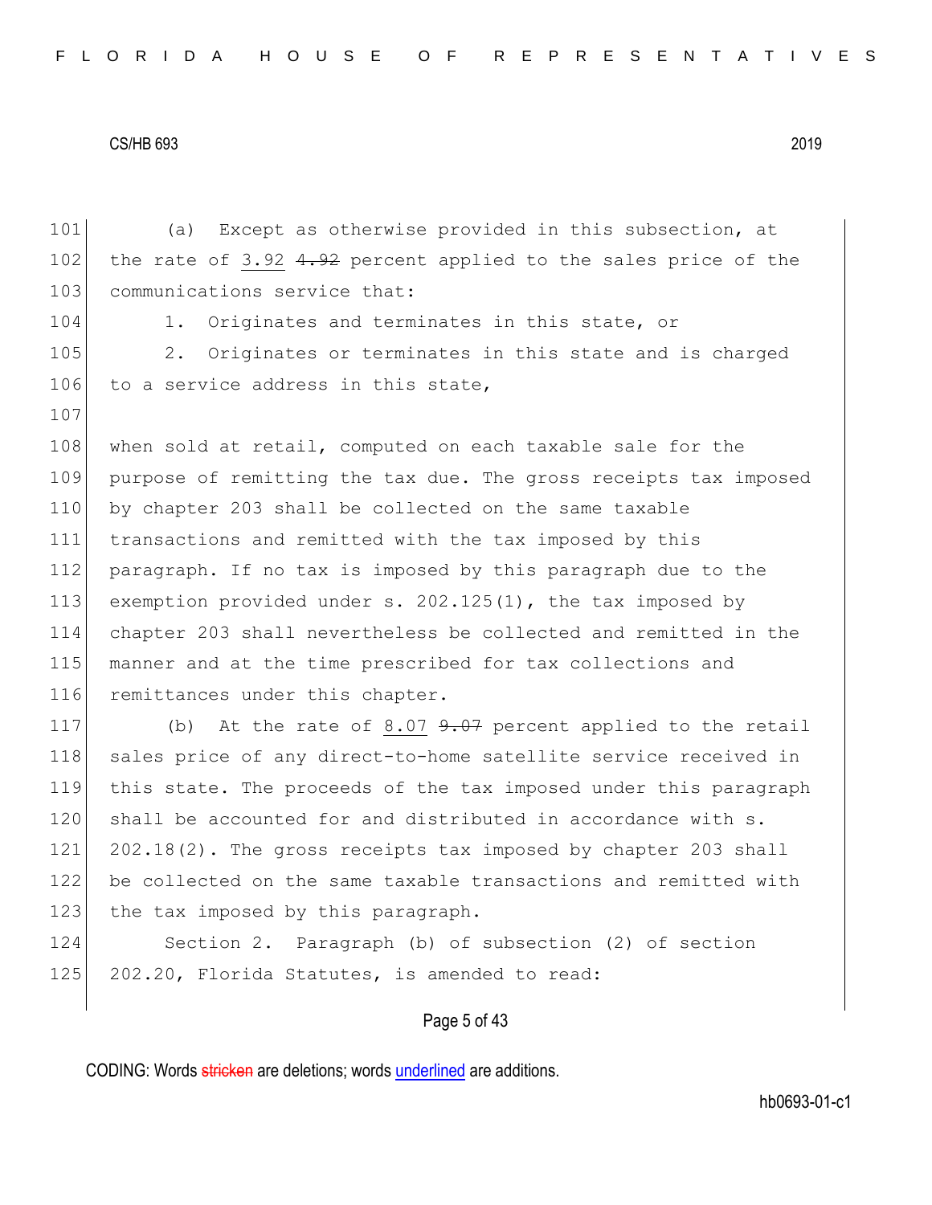(a) Except as otherwise provided in this subsection, at the rate of <u>3.92</u> ~~4.92~~ percent applied to the sales price of the communications service that:

1. Originates and terminates in this state, or

2. Originates or terminates in this state and is charged to a service address in this state,

when sold at retail, computed on each taxable sale for the purpose of remitting the tax due. The gross receipts tax imposed by chapter 203 shall be collected on the same taxable transactions and remitted with the tax imposed by this paragraph. If no tax is imposed by this paragraph due to the exemption provided under s. 202.125(1), the tax imposed by chapter 203 shall nevertheless be collected and remitted in the manner and at the time prescribed for tax collections and remittances under this chapter.

(b) At the rate of <u>8.07</u> ~~9.07~~ percent applied to the retail sales price of any direct-to-home satellite service received in this state. The proceeds of the tax imposed under this paragraph shall be accounted for and distributed in accordance with s. 202.18(2). The gross receipts tax imposed by chapter 203 shall be collected on the same taxable transactions and remitted with the tax imposed by this paragraph.

Section 2. Paragraph (b) of subsection (2) of section 202.20, Florida Statutes, is amended to read: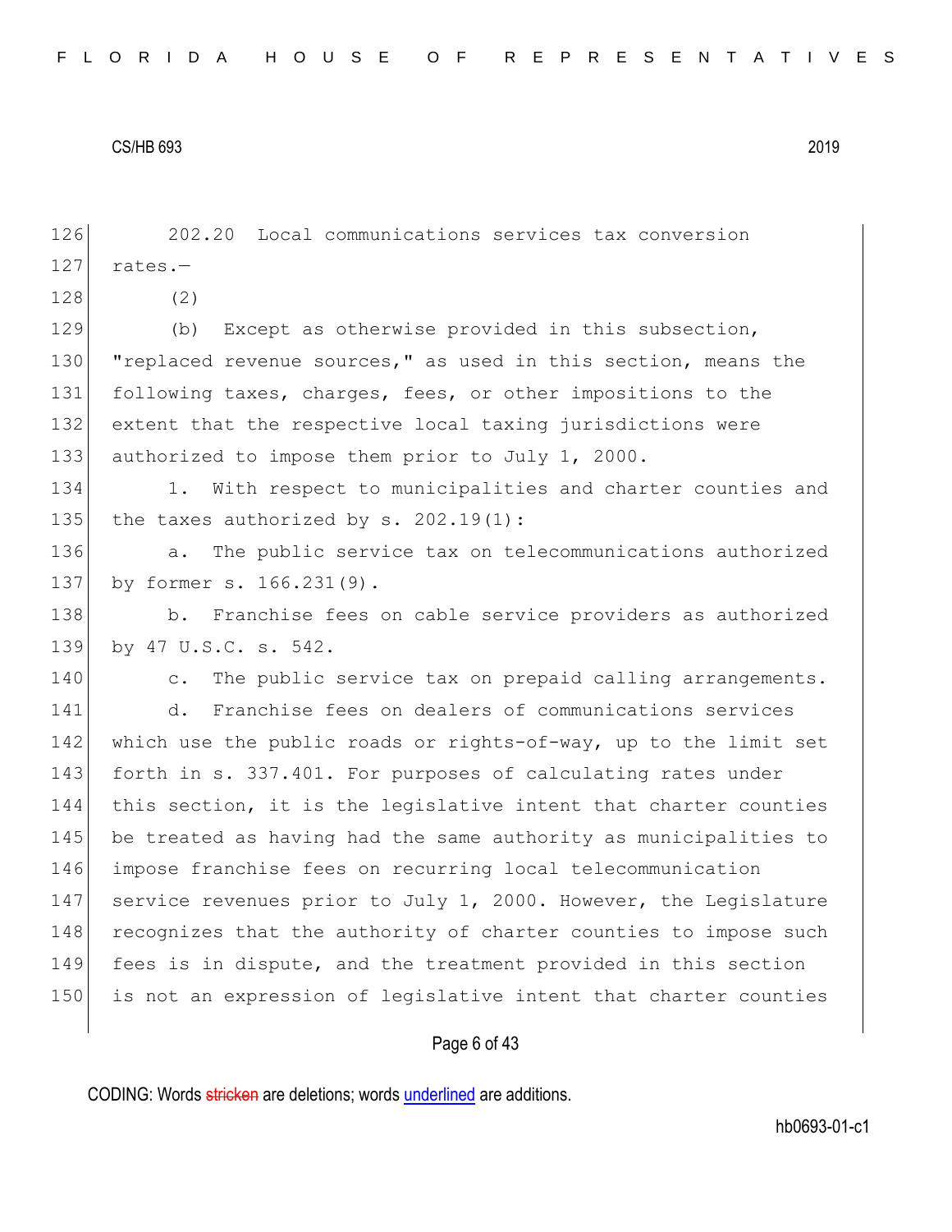202.20 Local communications services tax conversion rates.—

(2)

(b) Except as otherwise provided in this subsection, "replaced revenue sources," as used in this section, means the following taxes, charges, fees, or other impositions to the extent that the respective local taxing jurisdictions were authorized to impose them prior to July 1, 2000.

1. With respect to municipalities and charter counties and the taxes authorized by s. 202.19(1):

a. The public service tax on telecommunications authorized by former s. 166.231(9).

b. Franchise fees on cable service providers as authorized by 47 U.S.C. s. 542.

c. The public service tax on prepaid calling arrangements.

d. Franchise fees on dealers of communications services which use the public roads or rights-of-way, up to the limit set forth in s. 337.401. For purposes of calculating rates under this section, it is the legislative intent that charter counties be treated as having had the same authority as municipalities to impose franchise fees on recurring local telecommunication service revenues prior to July 1, 2000. However, the Legislature recognizes that the authority of charter counties to impose such fees is in dispute, and the treatment provided in this section is not an expression of legislative intent that charter counties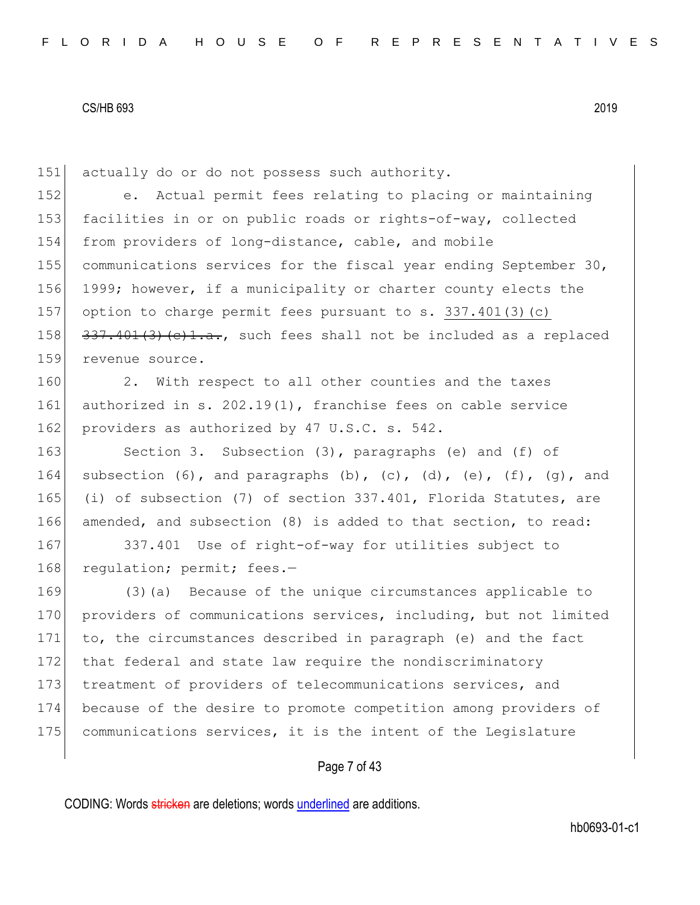151 actually do or do not possess such authority.

152 e. Actual permit fees relating to placing or maintaining
153 facilities in or on public roads or rights-of-way, collected
154 from providers of long-distance, cable, and mobile
155 communications services for the fiscal year ending September 30,
156 1999; however, if a municipality or charter county elects the
157 option to charge permit fees pursuant to s. <u>337.401(3)(c)</u>
158 ~~337.401(3)(c)1.a.~~, such fees shall not be included as a replaced
159 revenue source.

160 2. With respect to all other counties and the taxes
161 authorized in s. 202.19(1), franchise fees on cable service
162 providers as authorized by 47 U.S.C. s. 542.

163 Section 3. Subsection (3), paragraphs (e) and (f) of
164 subsection (6), and paragraphs (b), (c), (d), (e), (f), (g), and
165 (i) of subsection (7) of section 337.401, Florida Statutes, are
166 amended, and subsection (8) is added to that section, to read:

167 337.401 Use of right-of-way for utilities subject to
168 regulation; permit; fees.—

169 (3)(a) Because of the unique circumstances applicable to
170 providers of communications services, including, but not limited
171 to, the circumstances described in paragraph (e) and the fact
172 that federal and state law require the nondiscriminatory
173 treatment of providers of telecommunications services, and
174 because of the desire to promote competition among providers of
175 communications services, it is the intent of the Legislature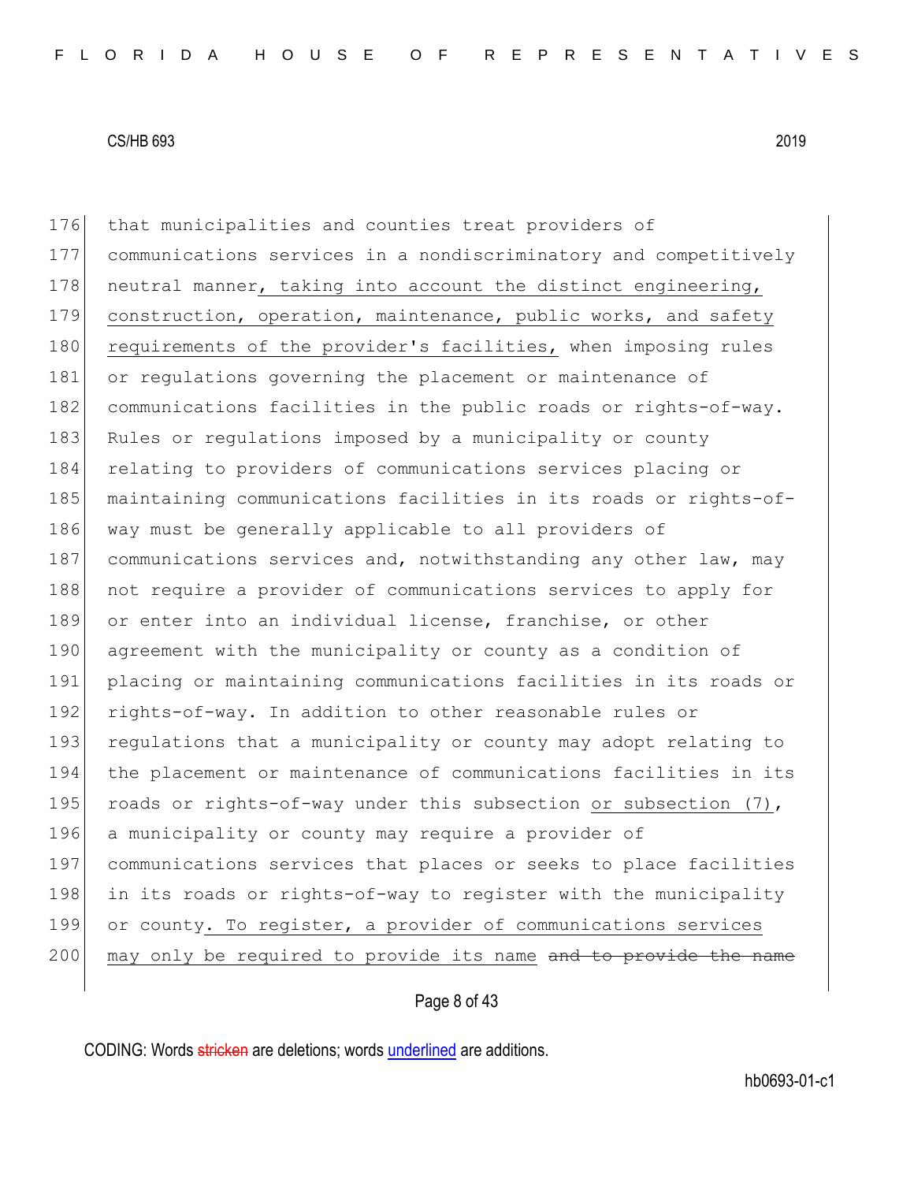176 that municipalities and counties treat providers of
177 communications services in a nondiscriminatory and competitively
178 neutral manner, taking into account the distinct engineering,
179 construction, operation, maintenance, public works, and safety
180 requirements of the provider's facilities, when imposing rules
181 or regulations governing the placement or maintenance of
182 communications facilities in the public roads or rights-of-way.
183 Rules or regulations imposed by a municipality or county
184 relating to providers of communications services placing or
185 maintaining communications facilities in its roads or rights-of-
186 way must be generally applicable to all providers of
187 communications services and, notwithstanding any other law, may
188 not require a provider of communications services to apply for
189 or enter into an individual license, franchise, or other
190 agreement with the municipality or county as a condition of
191 placing or maintaining communications facilities in its roads or
192 rights-of-way. In addition to other reasonable rules or
193 regulations that a municipality or county may adopt relating to
194 the placement or maintenance of communications facilities in its
195 roads or rights-of-way under this subsection or subsection (7),
196 a municipality or county may require a provider of
197 communications services that places or seeks to place facilities
198 in its roads or rights-of-way to register with the municipality
199 or county. To register, a provider of communications services
200 may only be required to provide its name ~~and to provide the name~~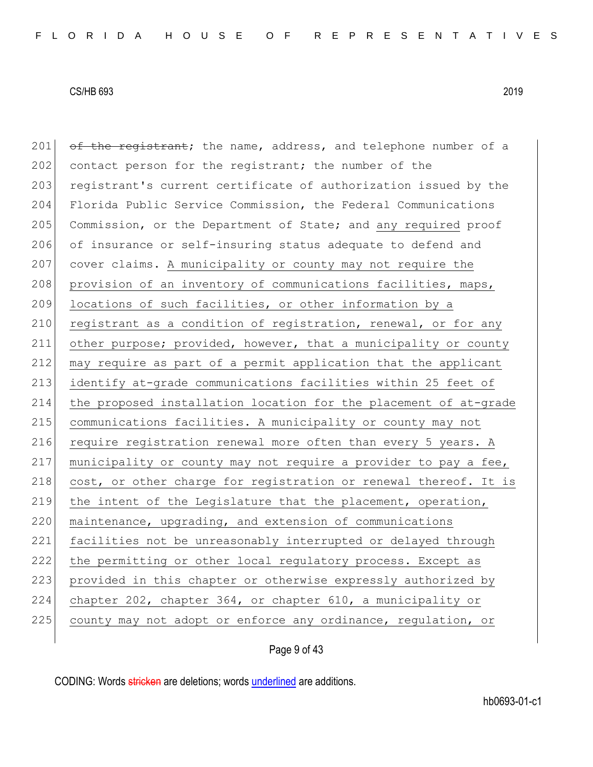201 ~~of the registrant~~; the name, address, and telephone number of a
202 contact person for the registrant; the number of the
203 registrant's current certificate of authorization issued by the
204 Florida Public Service Commission, the Federal Communications
205 Commission, or the Department of State; and <u>any required</u> proof
206 of insurance or self-insuring status adequate to defend and
207 cover claims. <u>A municipality or county may not require the</u>
208 <u>provision of an inventory of communications facilities, maps,</u>
209 <u>locations of such facilities, or other information by a</u>
210 <u>registrant as a condition of registration, renewal, or for any</u>
211 <u>other purpose; provided, however, that a municipality or county</u>
212 <u>may require as part of a permit application that the applicant</u>
213 <u>identify at-grade communications facilities within 25 feet of</u>
214 <u>the proposed installation location for the placement of at-grade</u>
215 <u>communications facilities. A municipality or county may not</u>
216 <u>require registration renewal more often than every 5 years. A</u>
217 <u>municipality or county may not require a provider to pay a fee,</u>
218 <u>cost, or other charge for registration or renewal thereof. It is</u>
219 <u>the intent of the Legislature that the placement, operation,</u>
220 <u>maintenance, upgrading, and extension of communications</u>
221 <u>facilities not be unreasonably interrupted or delayed through</u>
222 <u>the permitting or other local regulatory process. Except as</u>
223 <u>provided in this chapter or otherwise expressly authorized by</u>
224 <u>chapter 202, chapter 364, or chapter 610, a municipality or</u>
225 <u>county may not adopt or enforce any ordinance, regulation, or</u>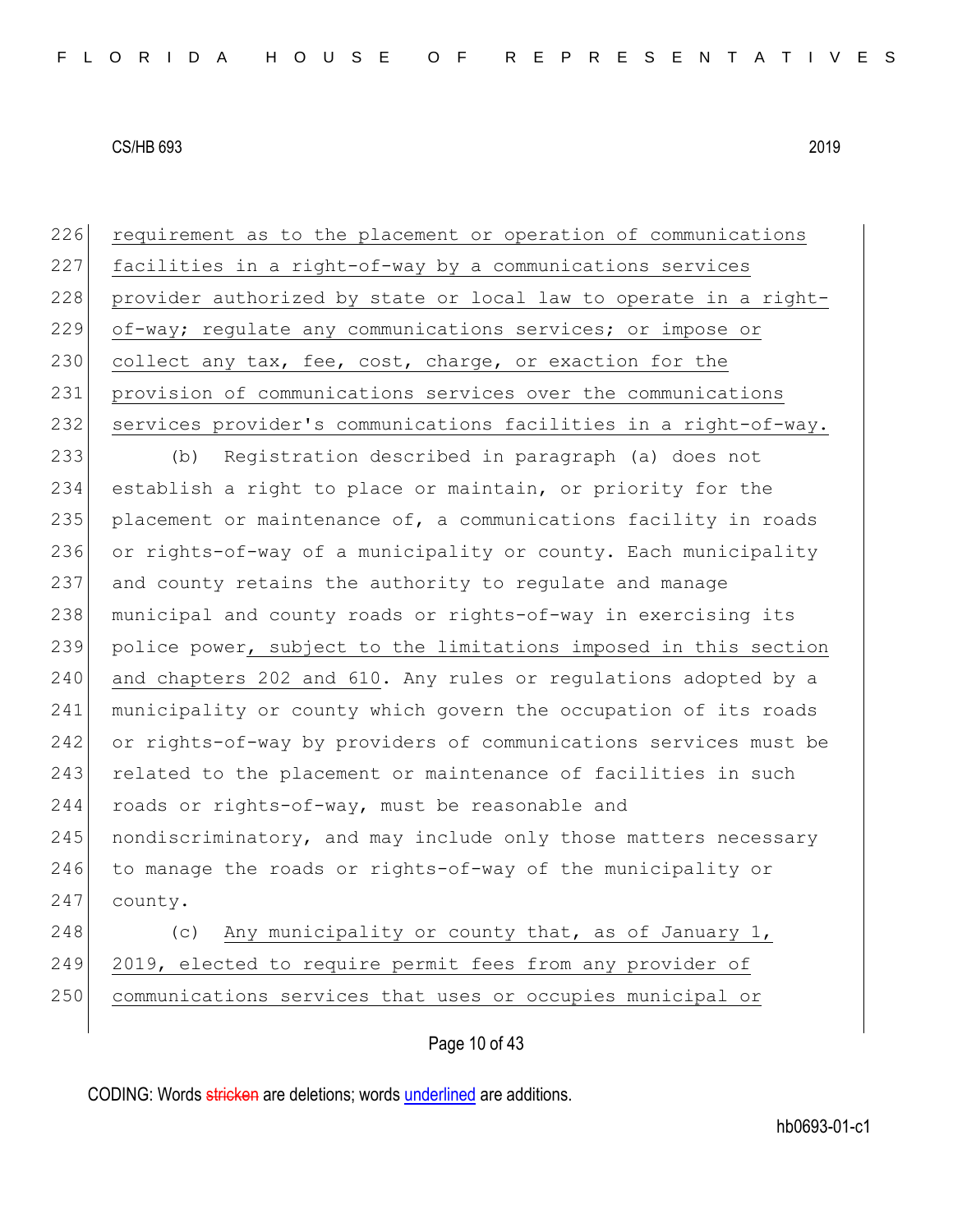226 requirement as to the placement or operation of communications
227 facilities in a right-of-way by a communications services
228 provider authorized by state or local law to operate in a right-
229 of-way; regulate any communications services; or impose or
230 collect any tax, fee, cost, charge, or exaction for the
231 provision of communications services over the communications
232 services provider's communications facilities in a right-of-way.

233 (b) Registration described in paragraph (a) does not
234 establish a right to place or maintain, or priority for the
235 placement or maintenance of, a communications facility in roads
236 or rights-of-way of a municipality or county. Each municipality
237 and county retains the authority to regulate and manage
238 municipal and county roads or rights-of-way in exercising its
239 police power, subject to the limitations imposed in this section
240 and chapters 202 and 610. Any rules or regulations adopted by a
241 municipality or county which govern the occupation of its roads
242 or rights-of-way by providers of communications services must be
243 related to the placement or maintenance of facilities in such
244 roads or rights-of-way, must be reasonable and
245 nondiscriminatory, and may include only those matters necessary
246 to manage the roads or rights-of-way of the municipality or
247 county.

248 (c) Any municipality or county that, as of January 1,
249 2019, elected to require permit fees from any provider of
250 communications services that uses or occupies municipal or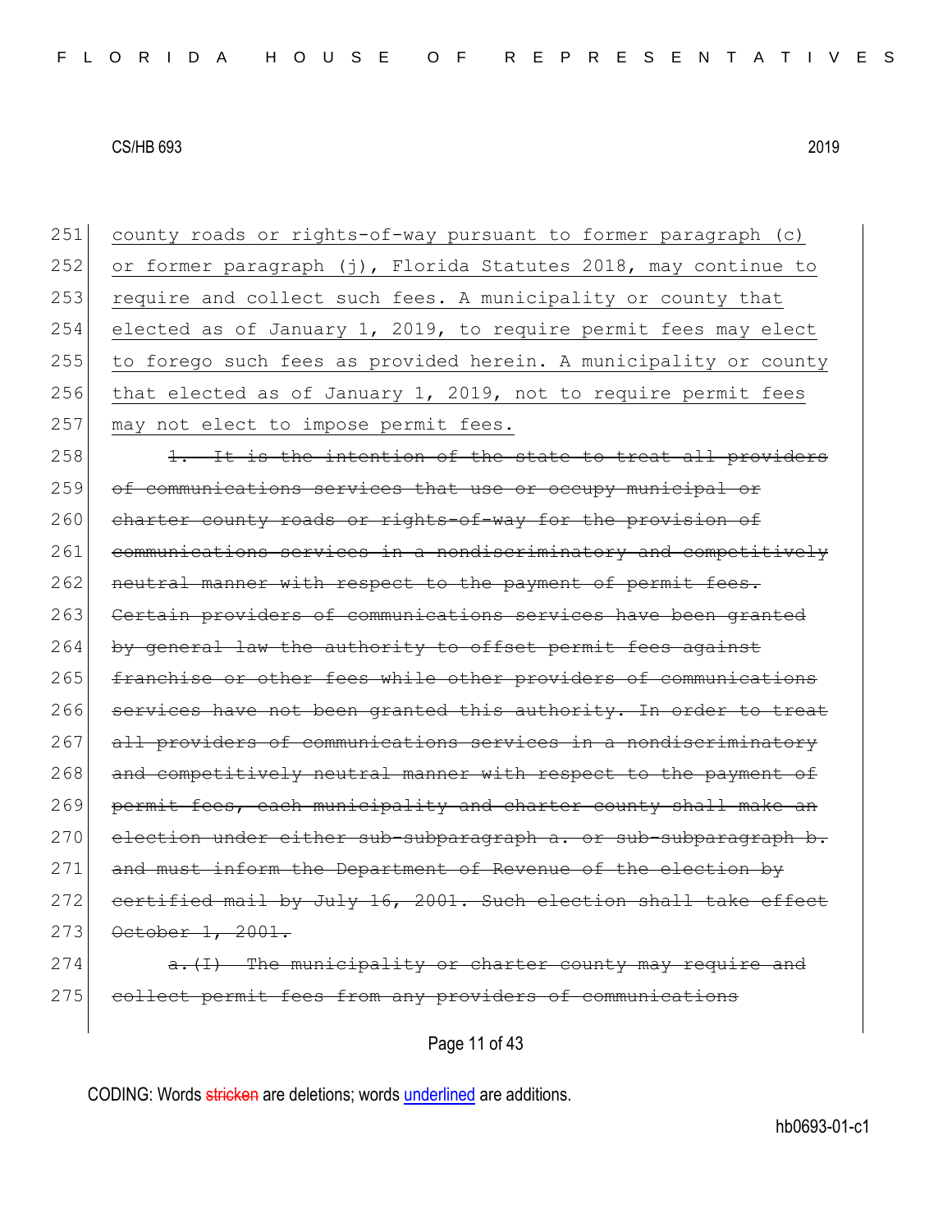251 county roads or rights-of-way pursuant to former paragraph (c)
252 or former paragraph (j), Florida Statutes 2018, may continue to
253 require and collect such fees. A municipality or county that
254 elected as of January 1, 2019, to require permit fees may elect
255 to forego such fees as provided herein. A municipality or county
256 that elected as of January 1, 2019, not to require permit fees
257 may not elect to impose permit fees.

258 ~~1. It is the intention of the state to treat all providers~~
259 ~~of communications services that use or occupy municipal or~~
260 ~~charter county roads or rights-of-way for the provision of~~
261 ~~communications services in a nondiscriminatory and competitively~~
262 ~~neutral manner with respect to the payment of permit fees.~~
263 ~~Certain providers of communications services have been granted~~
264 ~~by general law the authority to offset permit fees against~~
265 ~~franchise or other fees while other providers of communications~~
266 ~~services have not been granted this authority. In order to treat~~
267 ~~all providers of communications services in a nondiscriminatory~~
268 ~~and competitively neutral manner with respect to the payment of~~
269 ~~permit fees, each municipality and charter county shall make an~~
270 ~~election under either sub-subparagraph a. or sub-subparagraph b.~~
271 ~~and must inform the Department of Revenue of the election by~~
272 ~~certified mail by July 16, 2001. Such election shall take effect~~
273 ~~October 1, 2001.~~

274 ~~a.(I) The municipality or charter county may require and~~
275 ~~collect permit fees from any providers of communications~~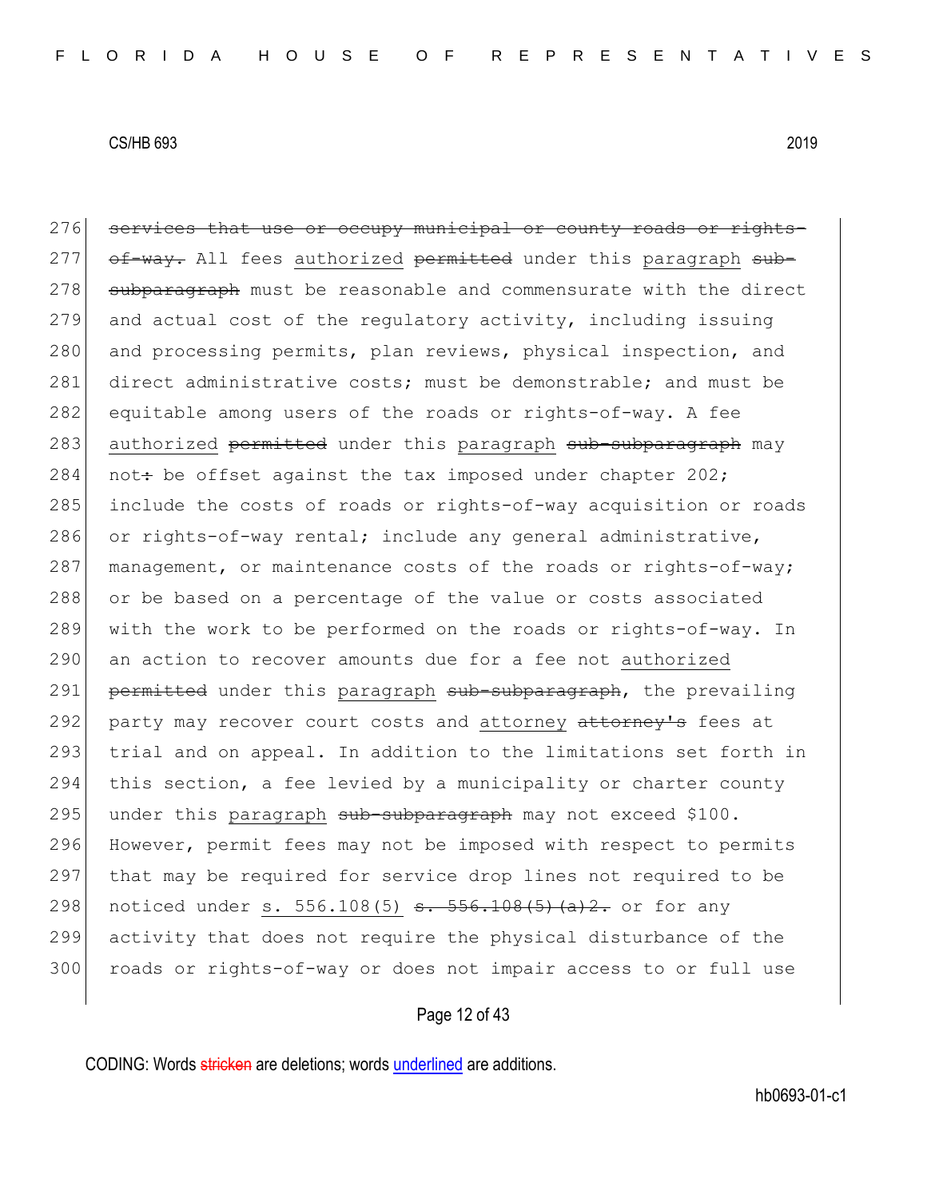276 ~~services that use or occupy municipal or county roads or rights-~~
277 ~~of-way.~~ All fees <u>authorized</u> ~~permitted~~ under this <u>paragraph</u> ~~sub-~~
278 ~~subparagraph~~ must be reasonable and commensurate with the direct
279 and actual cost of the regulatory activity, including issuing
280 and processing permits, plan reviews, physical inspection, and
281 direct administrative costs; must be demonstrable; and must be
282 equitable among users of the roads or rights-of-way. A fee
283 <u>authorized</u> ~~permitted~~ under this <u>paragraph</u> ~~sub-subparagraph~~ may
284 not~~:~~ be offset against the tax imposed under chapter 202;
285 include the costs of roads or rights-of-way acquisition or roads
286 or rights-of-way rental; include any general administrative,
287 management, or maintenance costs of the roads or rights-of-way;
288 or be based on a percentage of the value or costs associated
289 with the work to be performed on the roads or rights-of-way. In
290 an action to recover amounts due for a fee not <u>authorized</u>
291 ~~permitted~~ under this <u>paragraph</u> ~~sub-subparagraph~~, the prevailing
292 party may recover court costs and <u>attorney</u> ~~attorney's~~ fees at
293 trial and on appeal. In addition to the limitations set forth in
294 this section, a fee levied by a municipality or charter county
295 under this <u>paragraph</u> ~~sub-subparagraph~~ may not exceed $100.
296 However, permit fees may not be imposed with respect to permits
297 that may be required for service drop lines not required to be
298 noticed under <u>s. 556.108(5)</u> ~~s. 556.108(5)(a)2.~~ or for any
299 activity that does not require the physical disturbance of the
300 roads or rights-of-way or does not impair access to or full use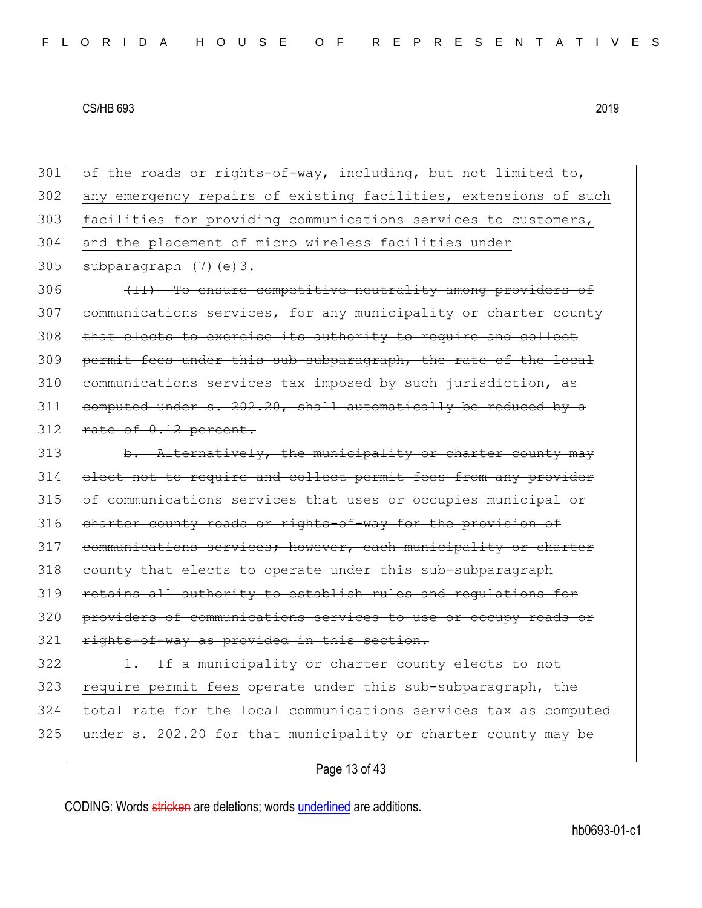301 of the roads or rights-of-way, including, but not limited to,
302 any emergency repairs of existing facilities, extensions of such
303 facilities for providing communications services to customers,
304 and the placement of micro wireless facilities under
305 subparagraph (7)(e)3.

306 ~~(II) To ensure competitive neutrality among providers of~~
307 ~~communications services, for any municipality or charter county~~
308 ~~that elects to exercise its authority to require and collect~~
309 ~~permit fees under this sub-subparagraph, the rate of the local~~
310 ~~communications services tax imposed by such jurisdiction, as~~
311 ~~computed under s. 202.20, shall automatically be reduced by a~~
312 ~~rate of 0.12 percent.~~

313 ~~b. Alternatively, the municipality or charter county may~~
314 ~~elect not to require and collect permit fees from any provider~~
315 ~~of communications services that uses or occupies municipal or~~
316 ~~charter county roads or rights-of-way for the provision of~~
317 ~~communications services; however, each municipality or charter~~
318 ~~county that elects to operate under this sub-subparagraph~~
319 ~~retains all authority to establish rules and regulations for~~
320 ~~providers of communications services to use or occupy roads or~~
321 ~~rights-of-way as provided in this section.~~

322 1. If a municipality or charter county elects to not
323 require permit fees ~~operate under this sub-subparagraph~~, the
324 total rate for the local communications services tax as computed
325 under s. 202.20 for that municipality or charter county may be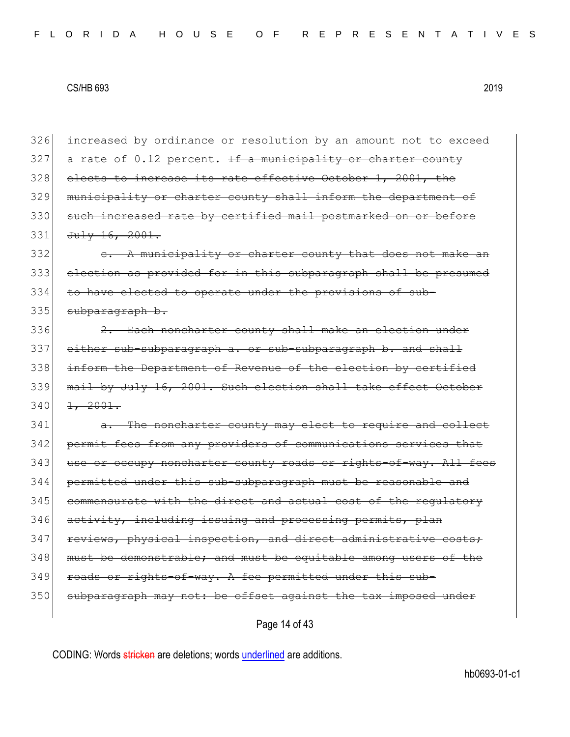326 increased by ordinance or resolution by an amount not to exceed
327 a rate of 0.12 percent. ~~If a municipality or charter county~~
328 ~~elects to increase its rate effective October 1, 2001, the~~
329 ~~municipality or charter county shall inform the department of~~
330 ~~such increased rate by certified mail postmarked on or before~~
331 ~~July 16, 2001.~~

332 ~~c. A municipality or charter county that does not make an~~
333 ~~election as provided for in this subparagraph shall be presumed~~
334 ~~to have elected to operate under the provisions of sub-~~
335 ~~subparagraph b.~~

336 ~~2. Each noncharter county shall make an election under~~
337 ~~either sub-subparagraph a. or sub-subparagraph b. and shall~~
338 ~~inform the Department of Revenue of the election by certified~~
339 ~~mail by July 16, 2001. Such election shall take effect October~~
340 ~~1, 2001.~~

341 ~~a. The noncharter county may elect to require and collect~~
342 ~~permit fees from any providers of communications services that~~
343 ~~use or occupy noncharter county roads or rights-of-way. All fees~~
344 ~~permitted under this sub-subparagraph must be reasonable and~~
345 ~~commensurate with the direct and actual cost of the regulatory~~
346 ~~activity, including issuing and processing permits, plan~~
347 ~~reviews, physical inspection, and direct administrative costs;~~
348 ~~must be demonstrable; and must be equitable among users of the~~
349 ~~roads or rights-of-way. A fee permitted under this sub-~~
350 ~~subparagraph may not: be offset against the tax imposed under~~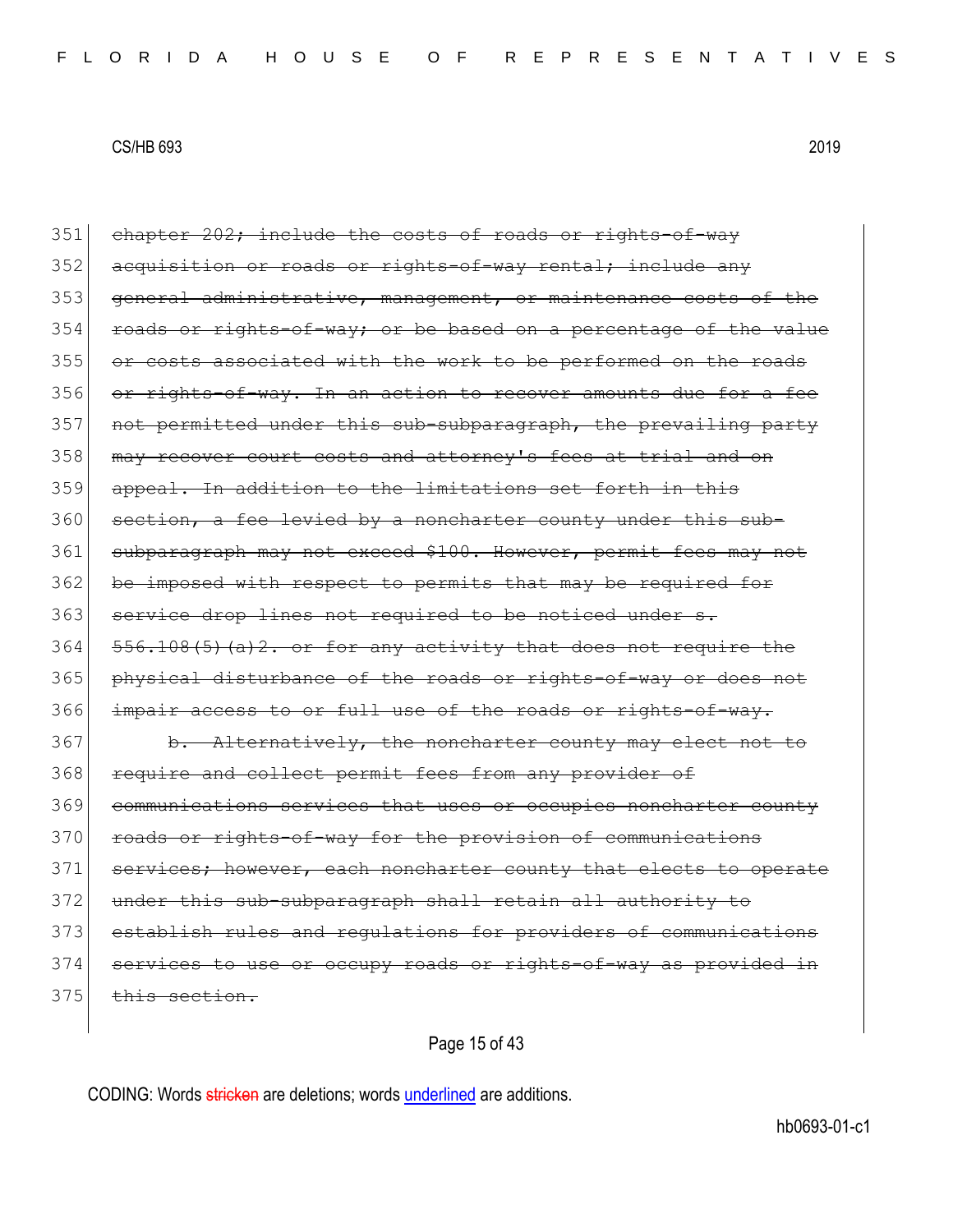351 ~~chapter 202; include the costs of roads or rights-of-way~~
352 ~~acquisition or roads or rights-of-way rental; include any~~
353 ~~general administrative, management, or maintenance costs of the~~
354 ~~roads or rights-of-way; or be based on a percentage of the value~~
355 ~~or costs associated with the work to be performed on the roads~~
356 ~~or rights-of-way. In an action to recover amounts due for a fee~~
357 ~~not permitted under this sub-subparagraph, the prevailing party~~
358 ~~may recover court costs and attorney's fees at trial and on~~
359 ~~appeal. In addition to the limitations set forth in this~~
360 ~~section, a fee levied by a noncharter county under this sub-~~
361 ~~subparagraph may not exceed $100. However, permit fees may not~~
362 ~~be imposed with respect to permits that may be required for~~
363 ~~service drop lines not required to be noticed under s.~~
364 ~~556.108(5)(a)2. or for any activity that does not require the~~
365 ~~physical disturbance of the roads or rights-of-way or does not~~
366 ~~impair access to or full use of the roads or rights-of-way.~~
367 ~~b. Alternatively, the noncharter county may elect not to~~
368 ~~require and collect permit fees from any provider of~~
369 ~~communications services that uses or occupies noncharter county~~
370 ~~roads or rights-of-way for the provision of communications~~
371 ~~services; however, each noncharter county that elects to operate~~
372 ~~under this sub-subparagraph shall retain all authority to~~
373 ~~establish rules and regulations for providers of communications~~
374 ~~services to use or occupy roads or rights-of-way as provided in~~
375 ~~this section.~~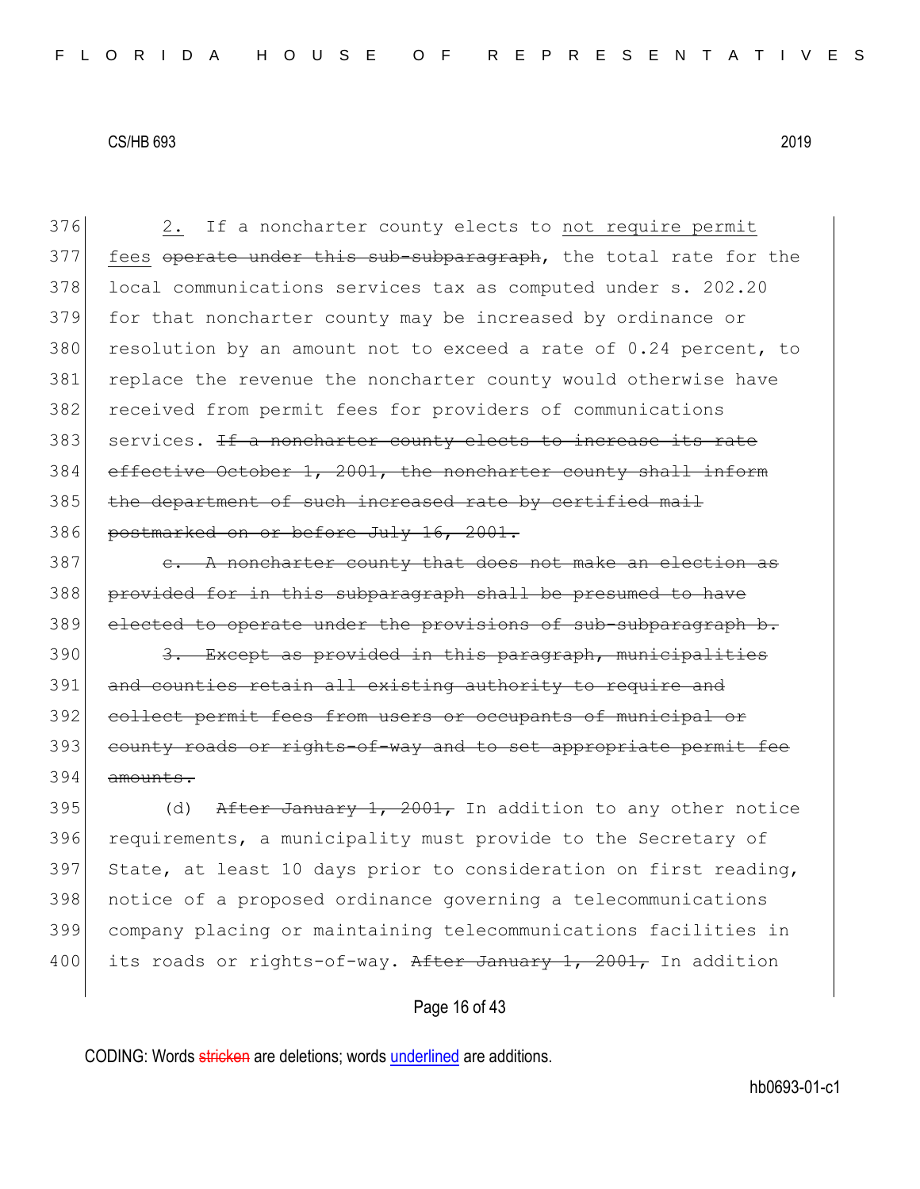376 2. If a noncharter county elects to <u>not require permit</u>
377 <u>fees</u> ~~operate under this sub-subparagraph~~, the total rate for the
378 local communications services tax as computed under s. 202.20
379 for that noncharter county may be increased by ordinance or
380 resolution by an amount not to exceed a rate of 0.24 percent, to
381 replace the revenue the noncharter county would otherwise have
382 received from permit fees for providers of communications
383 services. ~~If a noncharter county elects to increase its rate~~
384 ~~effective October 1, 2001, the noncharter county shall inform~~
385 ~~the department of such increased rate by certified mail~~
386 ~~postmarked on or before July 16, 2001.~~

387 ~~c. A noncharter county that does not make an election as~~
388 ~~provided for in this subparagraph shall be presumed to have~~
389 ~~elected to operate under the provisions of sub-subparagraph b.~~

390 ~~3. Except as provided in this paragraph, municipalities~~
391 ~~and counties retain all existing authority to require and~~
392 ~~collect permit fees from users or occupants of municipal or~~
393 ~~county roads or rights-of-way and to set appropriate permit fee~~
394 ~~amounts.~~

395 (d) ~~After January 1, 2001,~~ In addition to any other notice
396 requirements, a municipality must provide to the Secretary of
397 State, at least 10 days prior to consideration on first reading,
398 notice of a proposed ordinance governing a telecommunications
399 company placing or maintaining telecommunications facilities in
400 its roads or rights-of-way. ~~After January 1, 2001,~~ In addition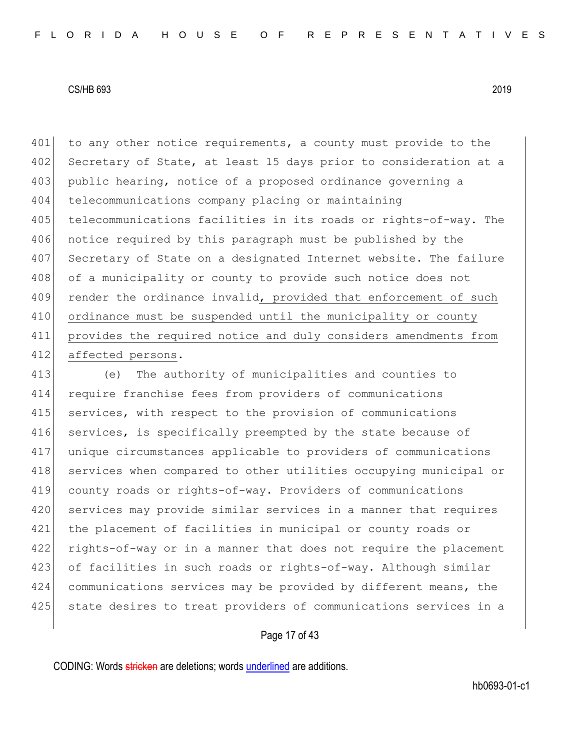to any other notice requirements, a county must provide to the Secretary of State, at least 15 days prior to consideration at a public hearing, notice of a proposed ordinance governing a telecommunications company placing or maintaining telecommunications facilities in its roads or rights-of-way. The notice required by this paragraph must be published by the Secretary of State on a designated Internet website. The failure of a municipality or county to provide such notice does not render the ordinance invalid, provided that enforcement of such ordinance must be suspended until the municipality or county provides the required notice and duly considers amendments from affected persons.

(e) The authority of municipalities and counties to require franchise fees from providers of communications services, with respect to the provision of communications services, is specifically preempted by the state because of unique circumstances applicable to providers of communications services when compared to other utilities occupying municipal or county roads or rights-of-way. Providers of communications services may provide similar services in a manner that requires the placement of facilities in municipal or county roads or rights-of-way or in a manner that does not require the placement of facilities in such roads or rights-of-way. Although similar communications services may be provided by different means, the state desires to treat providers of communications services in a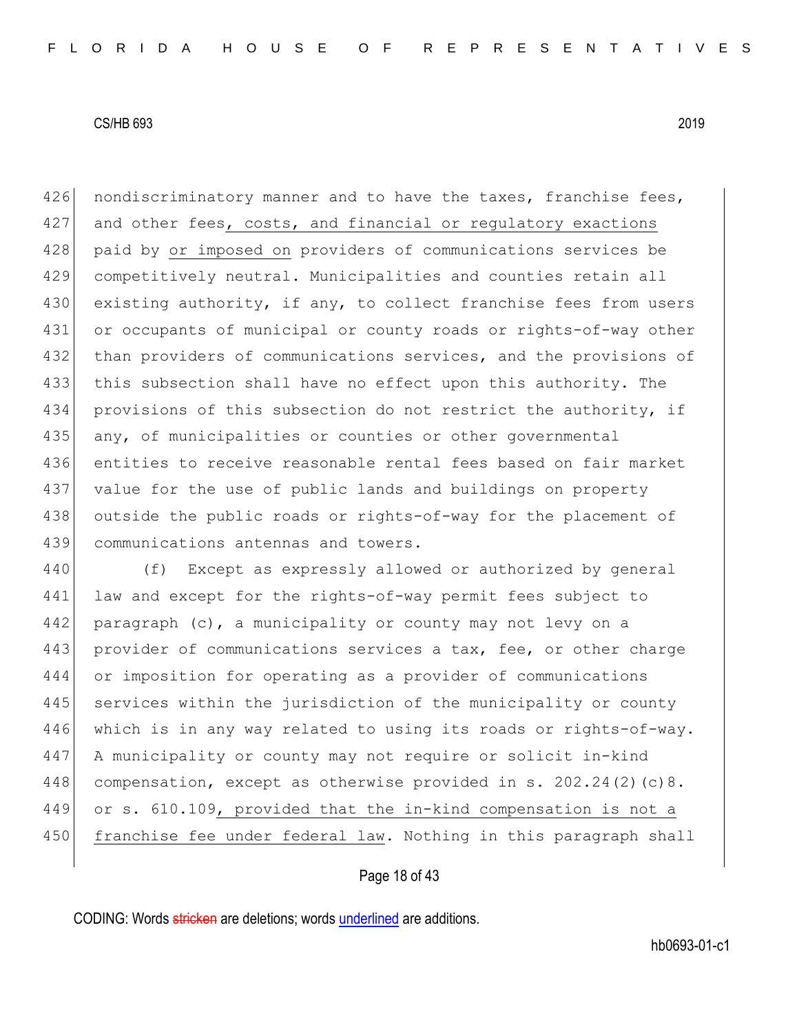nondiscriminatory manner and to have the taxes, franchise fees, and other fees, costs, and financial or regulatory exactions paid by or imposed on providers of communications services be competitively neutral. Municipalities and counties retain all existing authority, if any, to collect franchise fees from users or occupants of municipal or county roads or rights-of-way other than providers of communications services, and the provisions of this subsection shall have no effect upon this authority. The provisions of this subsection do not restrict the authority, if any, of municipalities or counties or other governmental entities to receive reasonable rental fees based on fair market value for the use of public lands and buildings on property outside the public roads or rights-of-way for the placement of communications antennas and towers.

(f) Except as expressly allowed or authorized by general law and except for the rights-of-way permit fees subject to paragraph (c), a municipality or county may not levy on a provider of communications services a tax, fee, or other charge or imposition for operating as a provider of communications services within the jurisdiction of the municipality or county which is in any way related to using its roads or rights-of-way. A municipality or county may not require or solicit in-kind compensation, except as otherwise provided in s. 202.24(2)(c)8. or s. 610.109, provided that the in-kind compensation is not a franchise fee under federal law. Nothing in this paragraph shall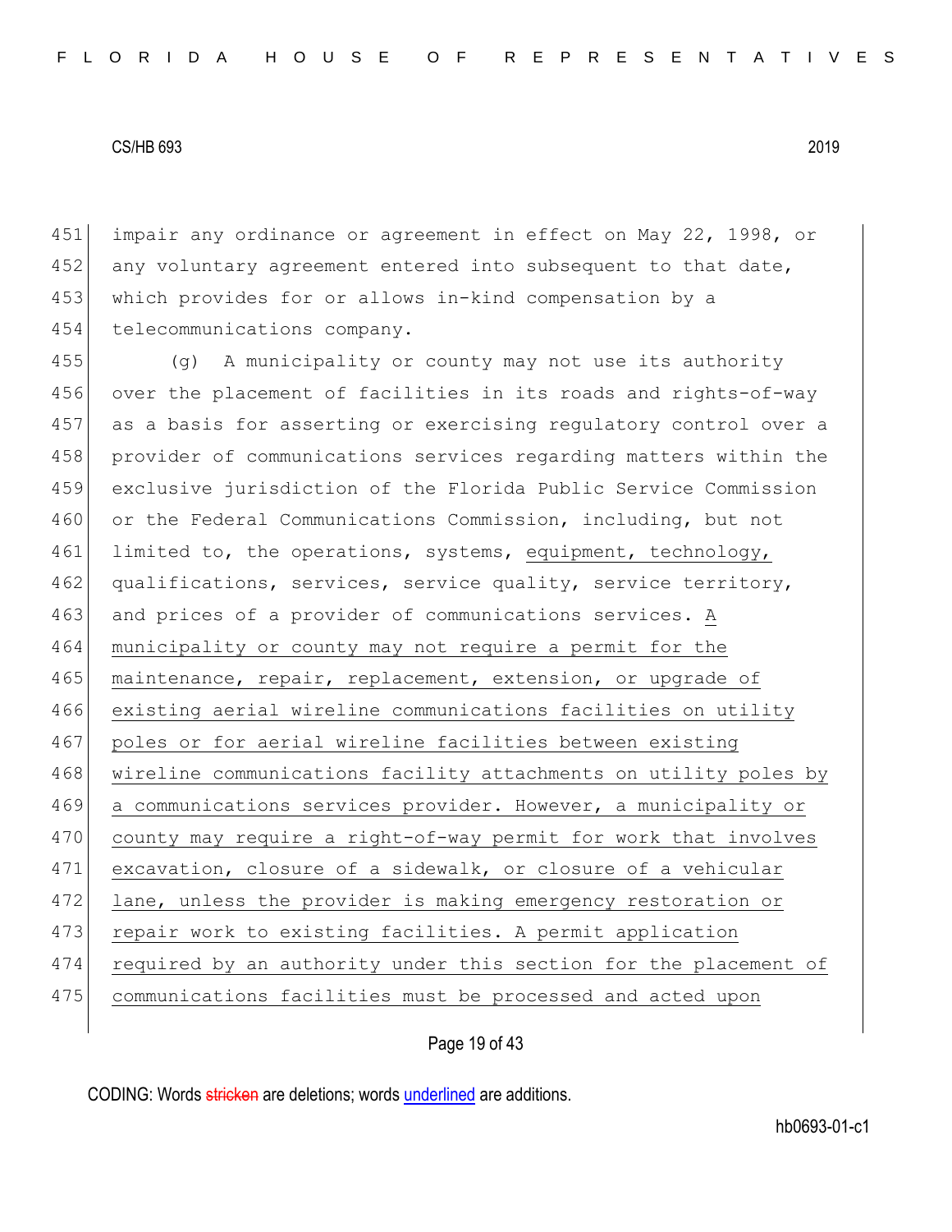impair any ordinance or agreement in effect on May 22, 1998, or any voluntary agreement entered into subsequent to that date, which provides for or allows in-kind compensation by a telecommunications company.

(g) A municipality or county may not use its authority over the placement of facilities in its roads and rights-of-way as a basis for asserting or exercising regulatory control over a provider of communications services regarding matters within the exclusive jurisdiction of the Florida Public Service Commission or the Federal Communications Commission, including, but not limited to, the operations, systems, equipment, technology, qualifications, services, service quality, service territory, and prices of a provider of communications services. A municipality or county may not require a permit for the maintenance, repair, replacement, extension, or upgrade of existing aerial wireline communications facilities on utility poles or for aerial wireline facilities between existing wireline communications facility attachments on utility poles by a communications services provider. However, a municipality or county may require a right-of-way permit for work that involves excavation, closure of a sidewalk, or closure of a vehicular lane, unless the provider is making emergency restoration or repair work to existing facilities. A permit application required by an authority under this section for the placement of communications facilities must be processed and acted upon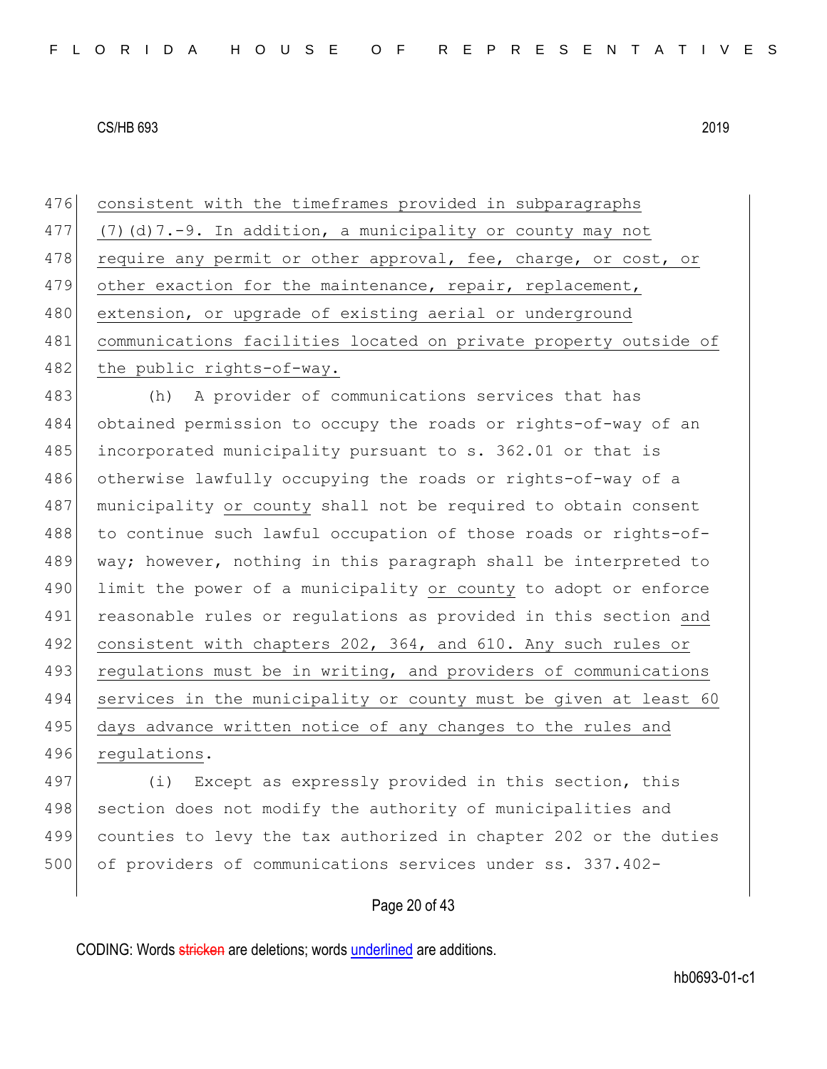476 consistent with the timeframes provided in subparagraphs
477 (7)(d)7.-9. In addition, a municipality or county may not
478 require any permit or other approval, fee, charge, or cost, or
479 other exaction for the maintenance, repair, replacement,
480 extension, or upgrade of existing aerial or underground
481 communications facilities located on private property outside of
482 the public rights-of-way.

483 (h) A provider of communications services that has
484 obtained permission to occupy the roads or rights-of-way of an
485 incorporated municipality pursuant to s. 362.01 or that is
486 otherwise lawfully occupying the roads or rights-of-way of a
487 municipality or county shall not be required to obtain consent
488 to continue such lawful occupation of those roads or rights-of-
489 way; however, nothing in this paragraph shall be interpreted to
490 limit the power of a municipality or county to adopt or enforce
491 reasonable rules or regulations as provided in this section and
492 consistent with chapters 202, 364, and 610. Any such rules or
493 regulations must be in writing, and providers of communications
494 services in the municipality or county must be given at least 60
495 days advance written notice of any changes to the rules and
496 regulations.

497 (i) Except as expressly provided in this section, this
498 section does not modify the authority of municipalities and
499 counties to levy the tax authorized in chapter 202 or the duties
500 of providers of communications services under ss. 337.402-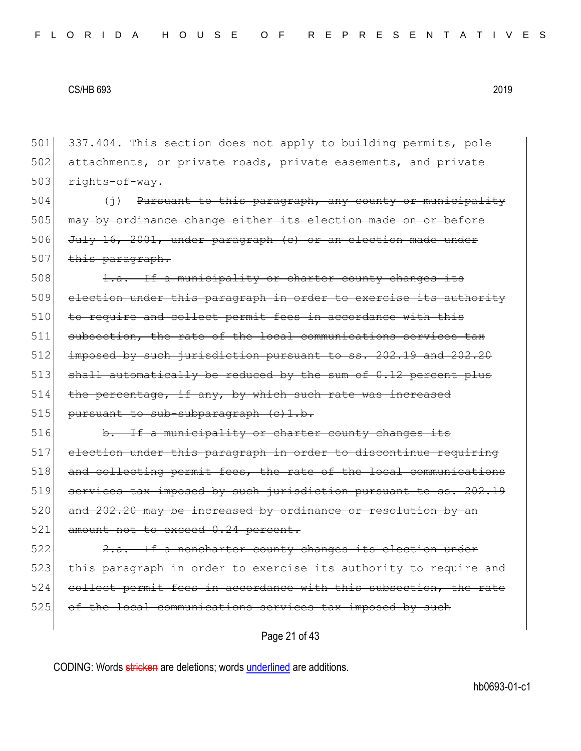337.404. This section does not apply to building permits, pole attachments, or private roads, private easements, and private rights-of-way.

(j) ~~Pursuant to this paragraph, any county or municipality may by ordinance change either its election made on or before July 16, 2001, under paragraph (c) or an election made under this paragraph.~~

~~1.a. If a municipality or charter county changes its election under this paragraph in order to exercise its authority to require and collect permit fees in accordance with this subsection, the rate of the local communications services tax imposed by such jurisdiction pursuant to ss. 202.19 and 202.20 shall automatically be reduced by the sum of 0.12 percent plus the percentage, if any, by which such rate was increased pursuant to sub-subparagraph (c)1.b.~~

~~b. If a municipality or charter county changes its election under this paragraph in order to discontinue requiring and collecting permit fees, the rate of the local communications services tax imposed by such jurisdiction pursuant to ss. 202.19 and 202.20 may be increased by ordinance or resolution by an amount not to exceed 0.24 percent.~~

~~2.a. If a noncharter county changes its election under this paragraph in order to exercise its authority to require and collect permit fees in accordance with this subsection, the rate of the local communications services tax imposed by such~~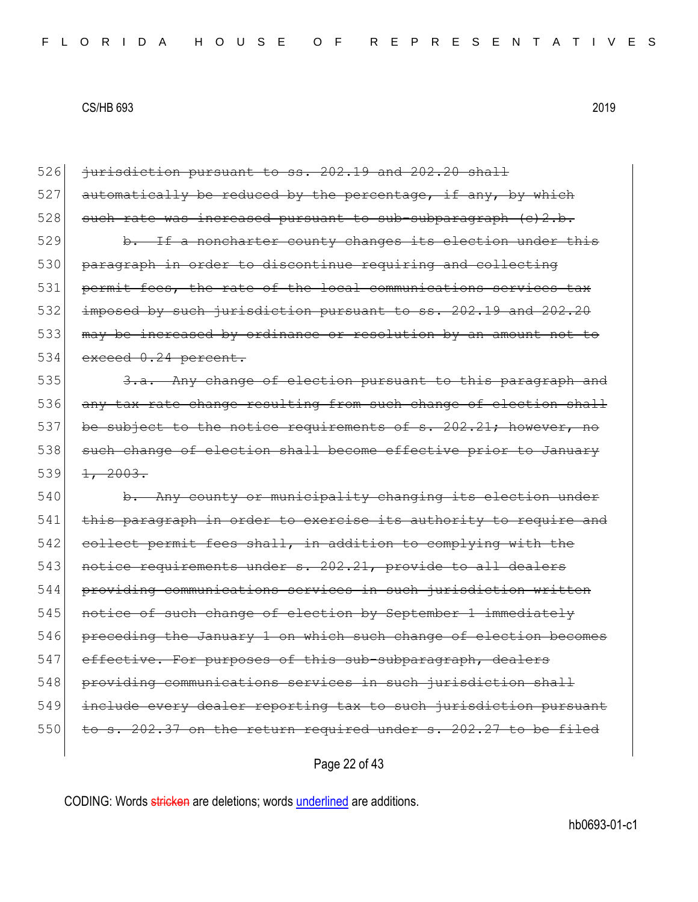~~jurisdiction pursuant to ss. 202.19 and 202.20 shall automatically be reduced by the percentage, if any, by which such rate was increased pursuant to sub-subparagraph (c)2.b.~~

~~b. If a noncharter county changes its election under this paragraph in order to discontinue requiring and collecting permit fees, the rate of the local communications services tax imposed by such jurisdiction pursuant to ss. 202.19 and 202.20 may be increased by ordinance or resolution by an amount not to exceed 0.24 percent.~~

~~3.a. Any change of election pursuant to this paragraph and any tax rate change resulting from such change of election shall be subject to the notice requirements of s. 202.21; however, no such change of election shall become effective prior to January 1, 2003.~~

~~b. Any county or municipality changing its election under this paragraph in order to exercise its authority to require and collect permit fees shall, in addition to complying with the notice requirements under s. 202.21, provide to all dealers providing communications services in such jurisdiction written notice of such change of election by September 1 immediately preceding the January 1 on which such change of election becomes effective. For purposes of this sub-subparagraph, dealers providing communications services in such jurisdiction shall include every dealer reporting tax to such jurisdiction pursuant to s. 202.37 on the return required under s. 202.27 to be filed~~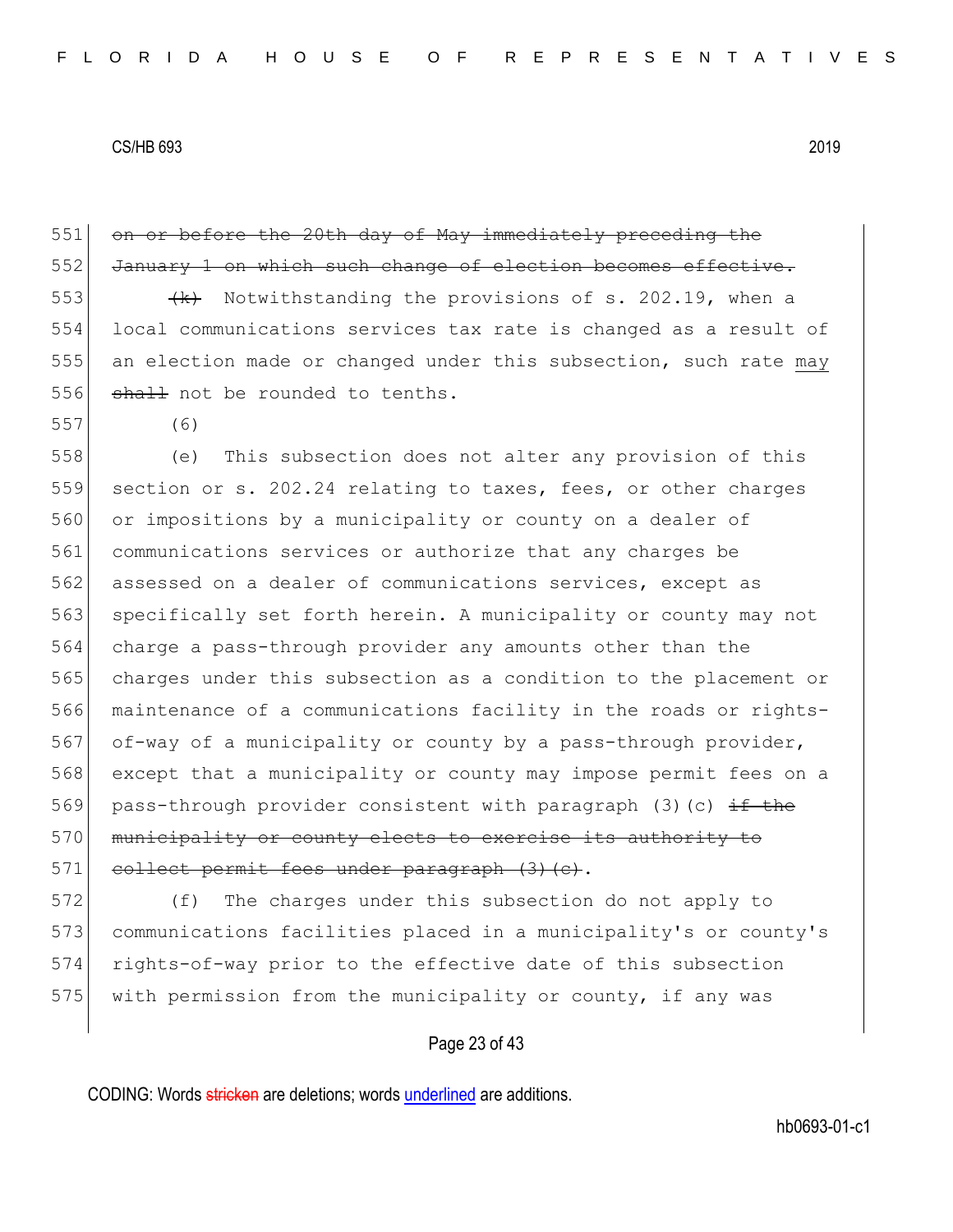551 ~~on or before the 20th day of May immediately preceding the~~
552 ~~January 1 on which such change of election becomes effective.~~
553 ~~(k)~~ Notwithstanding the provisions of s. 202.19, when a
554 local communications services tax rate is changed as a result of
555 an election made or changed under this subsection, such rate <u>may</u>
556 ~~shall~~ not be rounded to tenths.
557 (6)
558 (e) This subsection does not alter any provision of this
559 section or s. 202.24 relating to taxes, fees, or other charges
560 or impositions by a municipality or county on a dealer of
561 communications services or authorize that any charges be
562 assessed on a dealer of communications services, except as
563 specifically set forth herein. A municipality or county may not
564 charge a pass-through provider any amounts other than the
565 charges under this subsection as a condition to the placement or
566 maintenance of a communications facility in the roads or rights-
567 of-way of a municipality or county by a pass-through provider,
568 except that a municipality or county may impose permit fees on a
569 pass-through provider consistent with paragraph (3)(c) ~~if the~~
570 ~~municipality or county elects to exercise its authority to~~
571 ~~collect permit fees under paragraph (3)(c)~~.
572 (f) The charges under this subsection do not apply to
573 communications facilities placed in a municipality's or county's
574 rights-of-way prior to the effective date of this subsection
575 with permission from the municipality or county, if any was

CODING: Words ~~stricken~~ are deletions; words <u>underlined</u> are additions.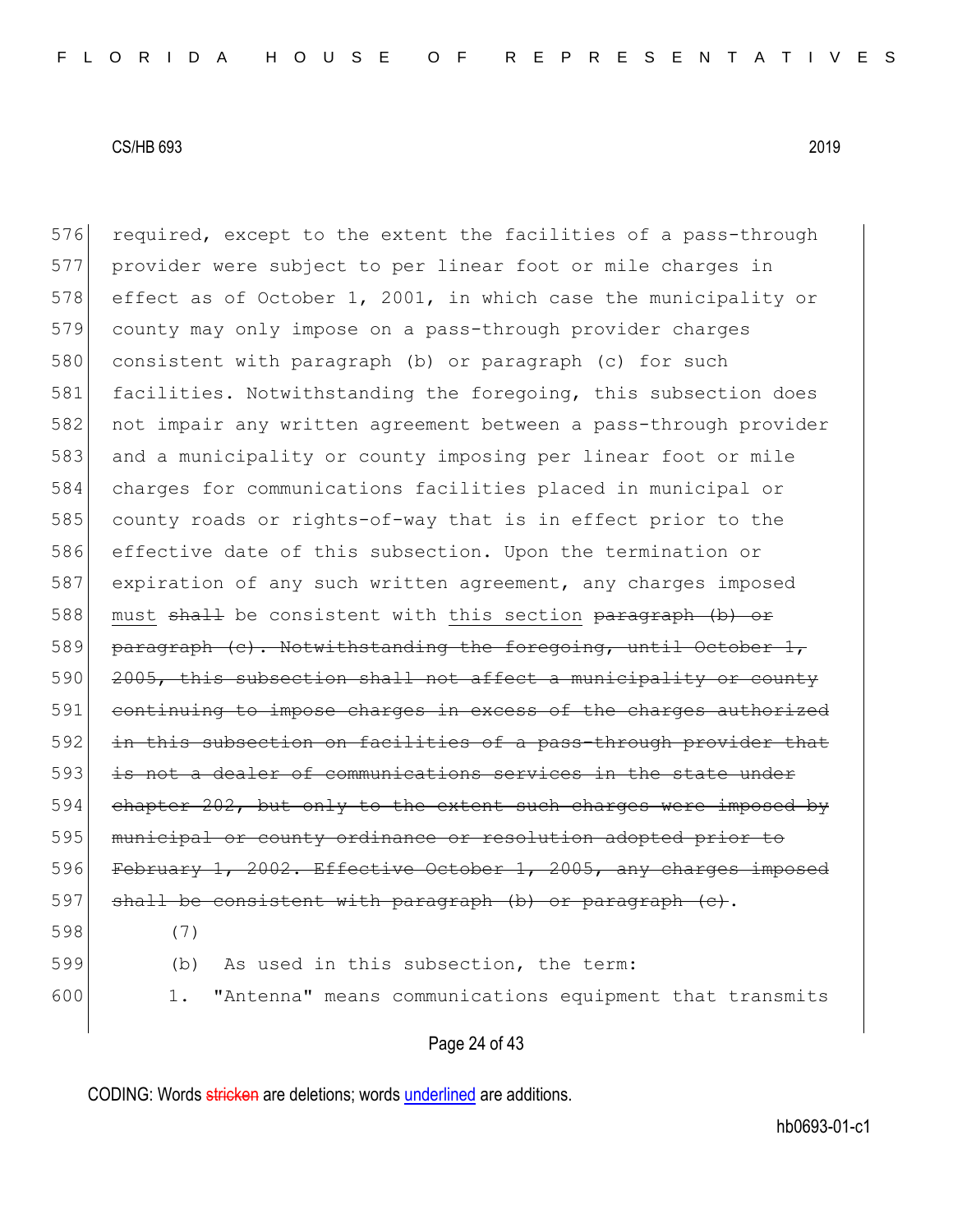required, except to the extent the facilities of a pass-through provider were subject to per linear foot or mile charges in effect as of October 1, 2001, in which case the municipality or county may only impose on a pass-through provider charges consistent with paragraph (b) or paragraph (c) for such facilities. Notwithstanding the foregoing, this subsection does not impair any written agreement between a pass-through provider and a municipality or county imposing per linear foot or mile charges for communications facilities placed in municipal or county roads or rights-of-way that is in effect prior to the effective date of this subsection. Upon the termination or expiration of any such written agreement, any charges imposed must ~~shall~~ be consistent with this section ~~paragraph (b) or paragraph (c). Notwithstanding the foregoing, until October 1, 2005, this subsection shall not affect a municipality or county continuing to impose charges in excess of the charges authorized in this subsection on facilities of a pass-through provider that is not a dealer of communications services in the state under chapter 202, but only to the extent such charges were imposed by municipal or county ordinance or resolution adopted prior to February 1, 2002. Effective October 1, 2005, any charges imposed shall be consistent with paragraph (b) or paragraph (c)~~.

(7)

(b) As used in this subsection, the term:

1. "Antenna" means communications equipment that transmits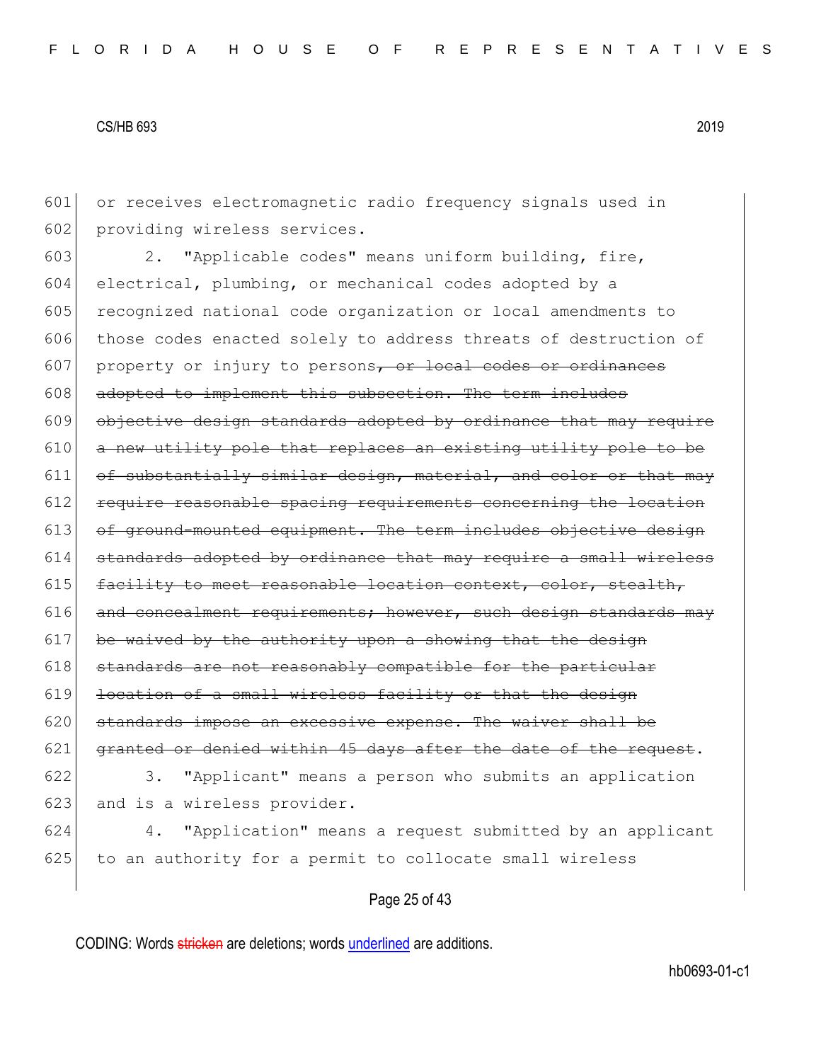or receives electromagnetic radio frequency signals used in providing wireless services.

2. "Applicable codes" means uniform building, fire, electrical, plumbing, or mechanical codes adopted by a recognized national code organization or local amendments to those codes enacted solely to address threats of destruction of property or injury to persons~~, or local codes or ordinances adopted to implement this subsection. The term includes objective design standards adopted by ordinance that may require a new utility pole that replaces an existing utility pole to be of substantially similar design, material, and color or that may require reasonable spacing requirements concerning the location of ground-mounted equipment. The term includes objective design standards adopted by ordinance that may require a small wireless facility to meet reasonable location context, color, stealth, and concealment requirements; however, such design standards may be waived by the authority upon a showing that the design standards are not reasonably compatible for the particular location of a small wireless facility or that the design standards impose an excessive expense. The waiver shall be granted or denied within 45 days after the date of the request~~.

3. "Applicant" means a person who submits an application and is a wireless provider.

4. "Application" means a request submitted by an applicant to an authority for a permit to collocate small wireless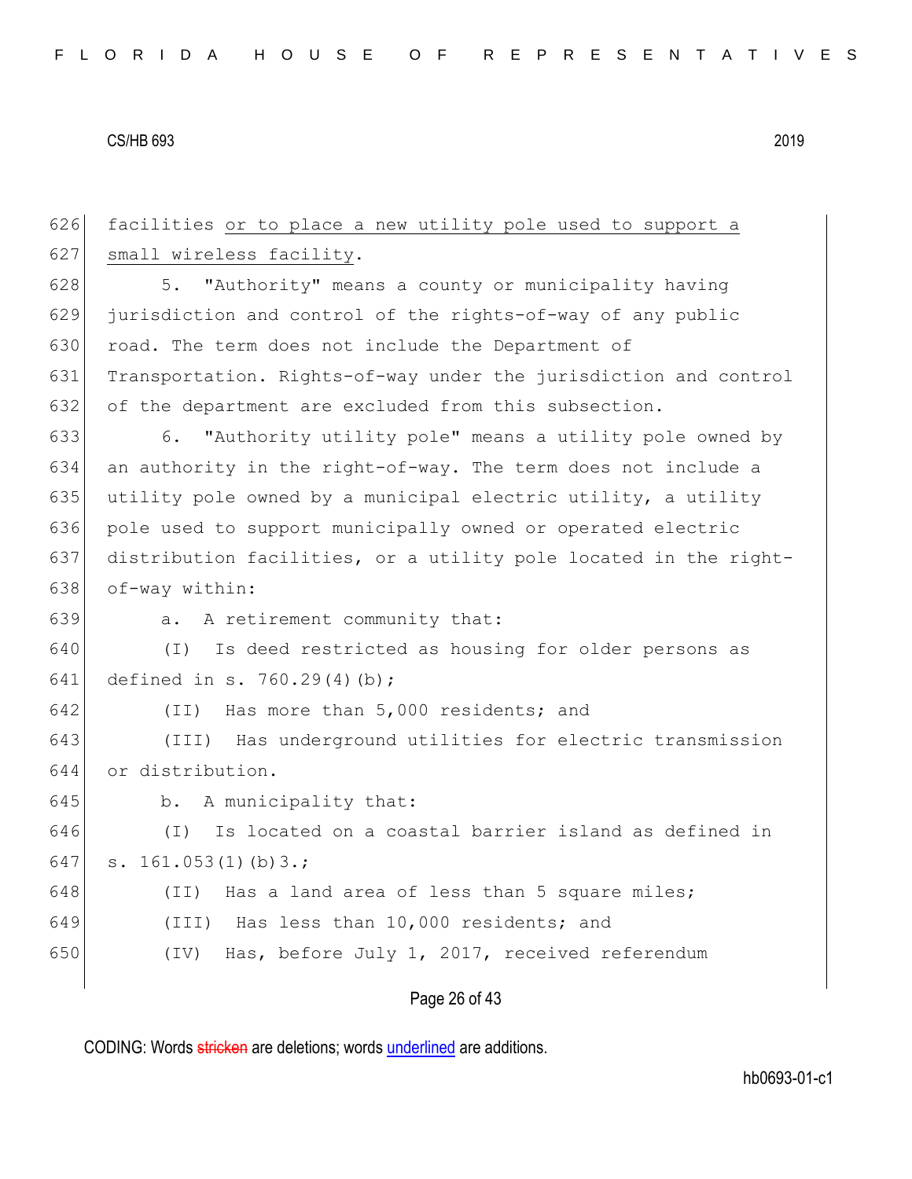626 facilities <u>or to place a new utility pole used to support a</u>
627 <u>small wireless facility</u>.

628 5. "Authority" means a county or municipality having
629 jurisdiction and control of the rights-of-way of any public
630 road. The term does not include the Department of
631 Transportation. Rights-of-way under the jurisdiction and control
632 of the department are excluded from this subsection.

633 6. "Authority utility pole" means a utility pole owned by
634 an authority in the right-of-way. The term does not include a
635 utility pole owned by a municipal electric utility, a utility
636 pole used to support municipally owned or operated electric
637 distribution facilities, or a utility pole located in the right-
638 of-way within:

639 a. A retirement community that:

640 (I) Is deed restricted as housing for older persons as
641 defined in s. 760.29(4)(b);

642 (II) Has more than 5,000 residents; and

643 (III) Has underground utilities for electric transmission
644 or distribution.

645 b. A municipality that:

646 (I) Is located on a coastal barrier island as defined in
647 s. 161.053(1)(b)3.;

648 (II) Has a land area of less than 5 square miles;

649 (III) Has less than 10,000 residents; and

650 (IV) Has, before July 1, 2017, received referendum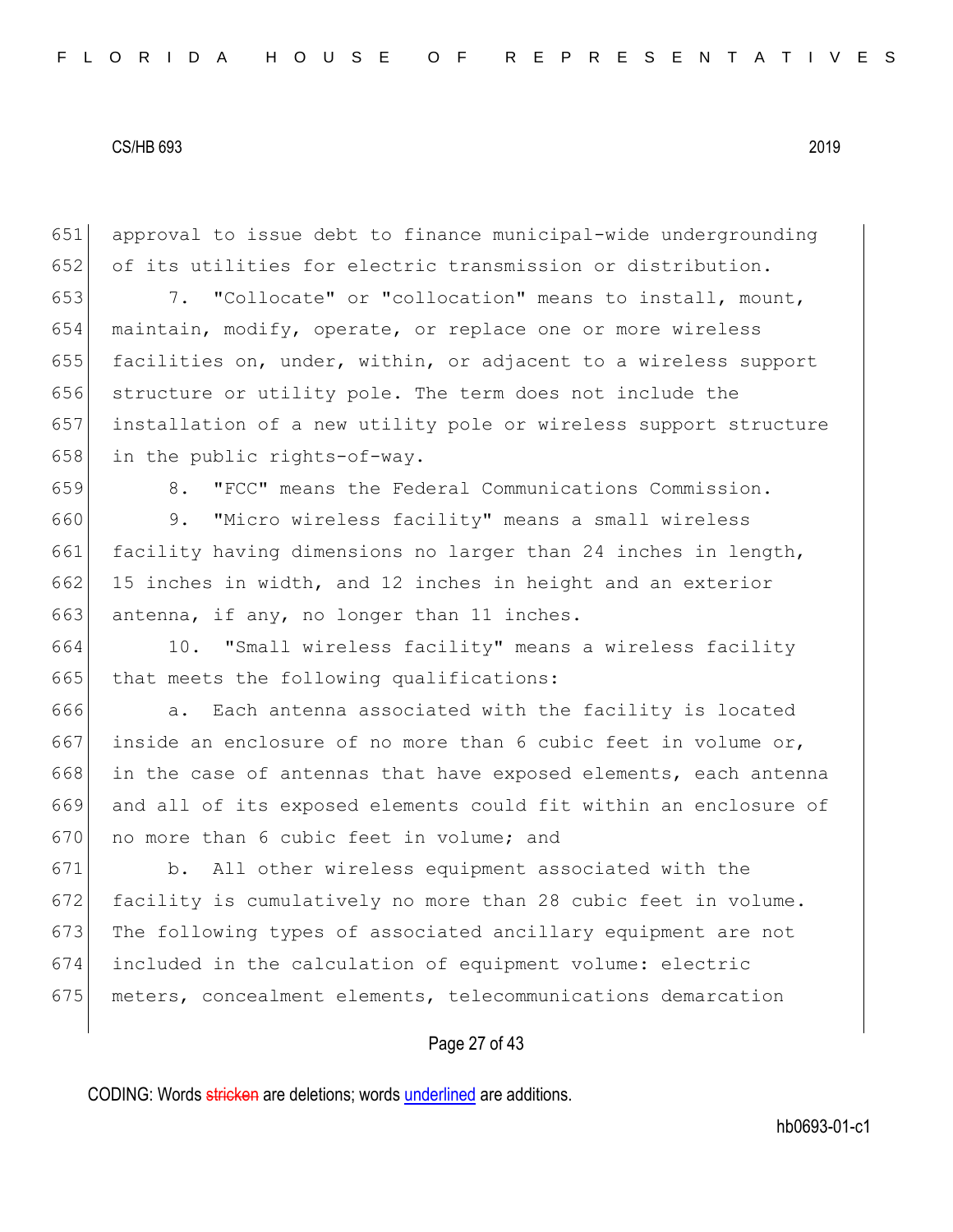approval to issue debt to finance municipal-wide undergrounding of its utilities for electric transmission or distribution.

7. "Collocate" or "collocation" means to install, mount, maintain, modify, operate, or replace one or more wireless facilities on, under, within, or adjacent to a wireless support structure or utility pole. The term does not include the installation of a new utility pole or wireless support structure in the public rights-of-way.

8. "FCC" means the Federal Communications Commission.

9. "Micro wireless facility" means a small wireless facility having dimensions no larger than 24 inches in length, 15 inches in width, and 12 inches in height and an exterior antenna, if any, no longer than 11 inches.

10. "Small wireless facility" means a wireless facility that meets the following qualifications:

a. Each antenna associated with the facility is located inside an enclosure of no more than 6 cubic feet in volume or, in the case of antennas that have exposed elements, each antenna and all of its exposed elements could fit within an enclosure of no more than 6 cubic feet in volume; and

b. All other wireless equipment associated with the facility is cumulatively no more than 28 cubic feet in volume. The following types of associated ancillary equipment are not included in the calculation of equipment volume: electric meters, concealment elements, telecommunications demarcation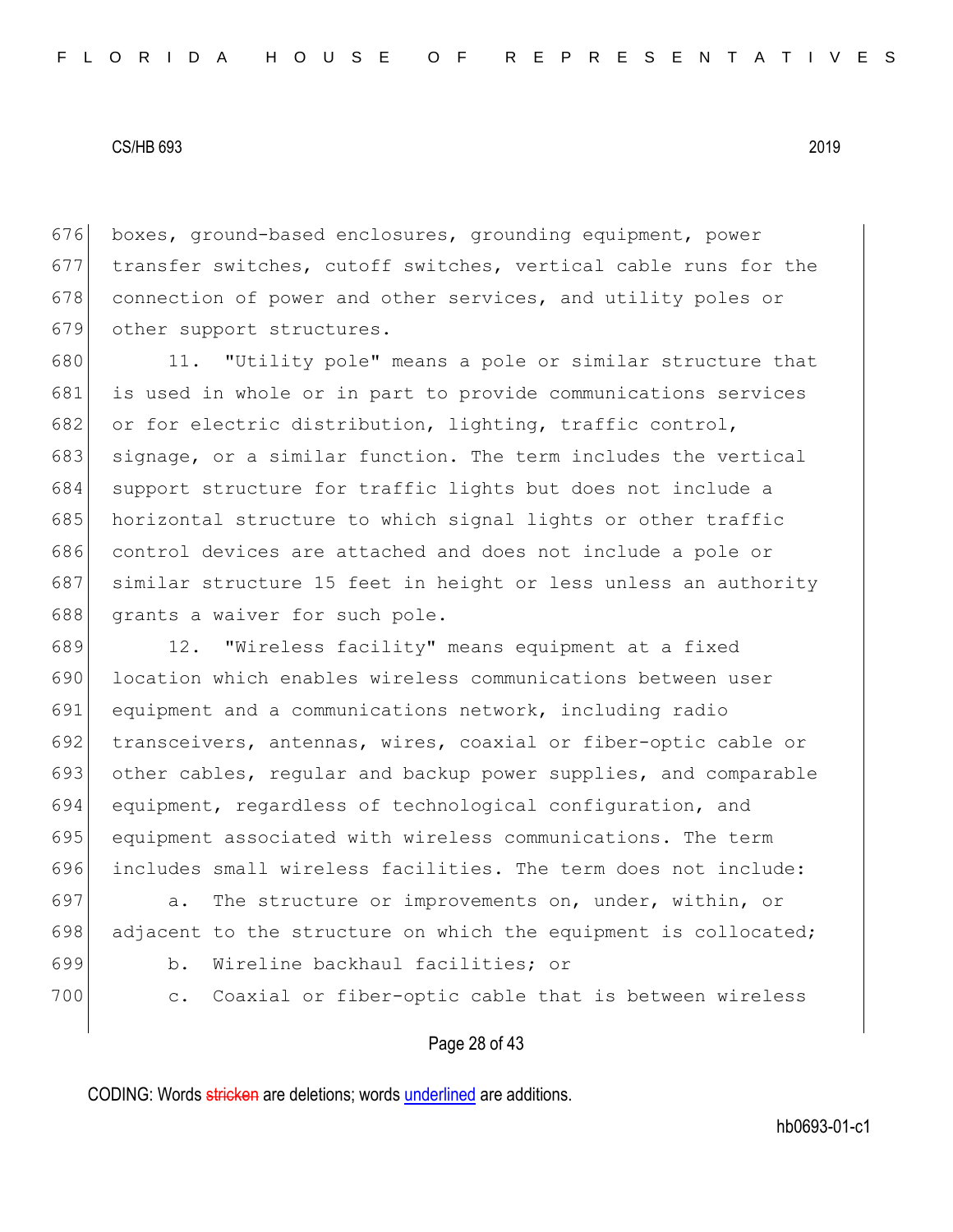boxes, ground-based enclosures, grounding equipment, power transfer switches, cutoff switches, vertical cable runs for the connection of power and other services, and utility poles or other support structures.

11. "Utility pole" means a pole or similar structure that is used in whole or in part to provide communications services or for electric distribution, lighting, traffic control, signage, or a similar function. The term includes the vertical support structure for traffic lights but does not include a horizontal structure to which signal lights or other traffic control devices are attached and does not include a pole or similar structure 15 feet in height or less unless an authority grants a waiver for such pole.

12. "Wireless facility" means equipment at a fixed location which enables wireless communications between user equipment and a communications network, including radio transceivers, antennas, wires, coaxial or fiber-optic cable or other cables, regular and backup power supplies, and comparable equipment, regardless of technological configuration, and equipment associated with wireless communications. The term includes small wireless facilities. The term does not include:

a. The structure or improvements on, under, within, or adjacent to the structure on which the equipment is collocated;

b. Wireline backhaul facilities; or

c. Coaxial or fiber-optic cable that is between wireless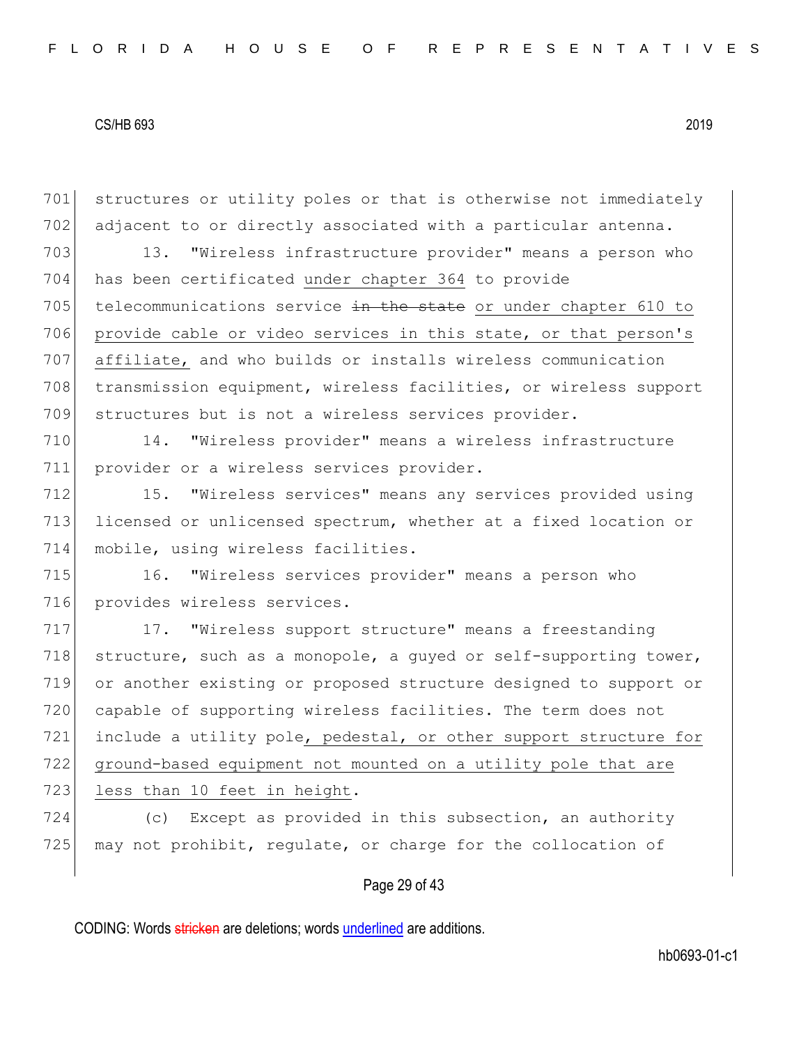701 structures or utility poles or that is otherwise not immediately
702 adjacent to or directly associated with a particular antenna.

703 13. "Wireless infrastructure provider" means a person who
704 has been certificated under chapter 364 to provide
705 telecommunications service ~~in the state~~ or under chapter 610 to
706 provide cable or video services in this state, or that person's
707 affiliate, and who builds or installs wireless communication
708 transmission equipment, wireless facilities, or wireless support
709 structures but is not a wireless services provider.

710 14. "Wireless provider" means a wireless infrastructure
711 provider or a wireless services provider.

712 15. "Wireless services" means any services provided using
713 licensed or unlicensed spectrum, whether at a fixed location or
714 mobile, using wireless facilities.

715 16. "Wireless services provider" means a person who
716 provides wireless services.

717 17. "Wireless support structure" means a freestanding
718 structure, such as a monopole, a guyed or self-supporting tower,
719 or another existing or proposed structure designed to support or
720 capable of supporting wireless facilities. The term does not
721 include a utility pole, pedestal, or other support structure for
722 ground-based equipment not mounted on a utility pole that are
723 less than 10 feet in height.

724 (c) Except as provided in this subsection, an authority
725 may not prohibit, regulate, or charge for the collocation of

CODING: Words ~~stricken~~ are deletions; words underlined are additions.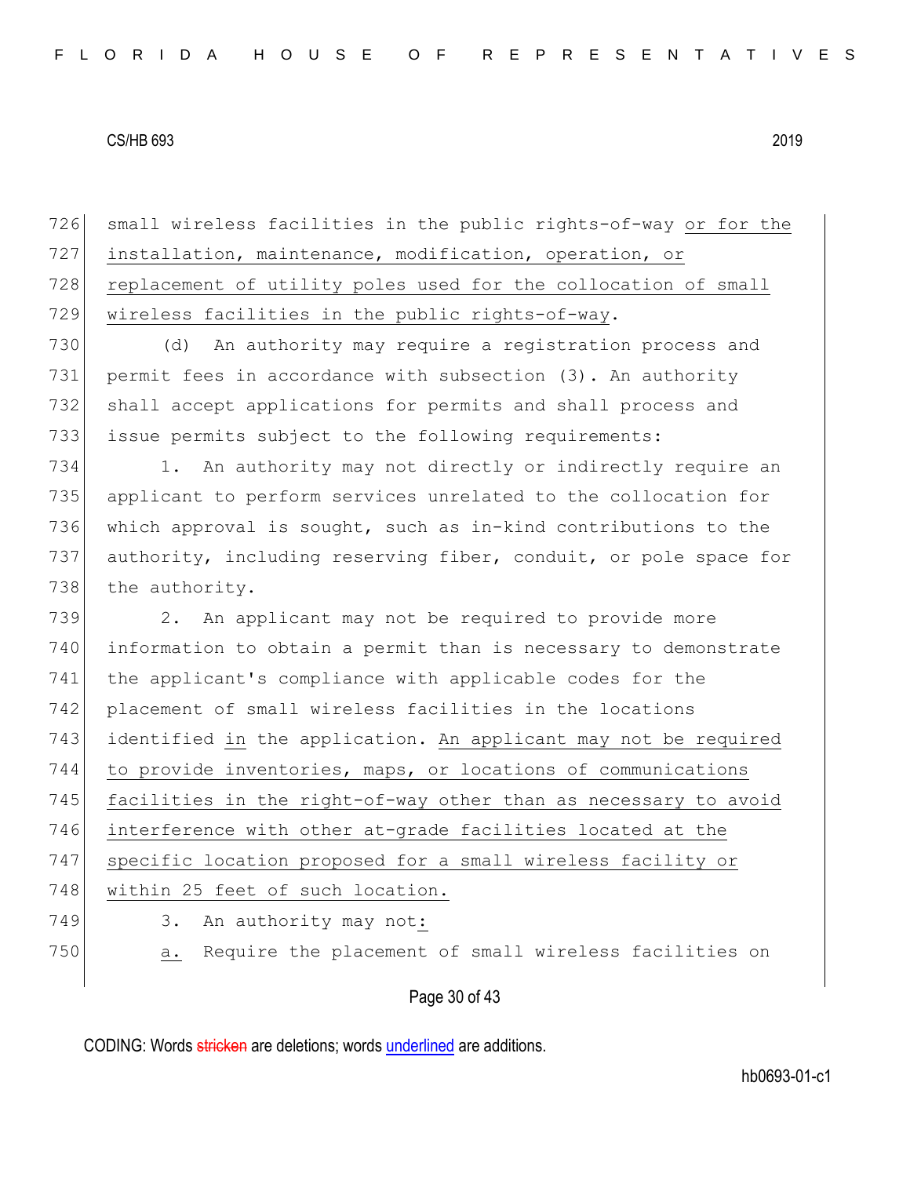small wireless facilities in the public rights-of-way or for the installation, maintenance, modification, operation, or replacement of utility poles used for the collocation of small wireless facilities in the public rights-of-way.

(d) An authority may require a registration process and permit fees in accordance with subsection (3). An authority shall accept applications for permits and shall process and issue permits subject to the following requirements:

1. An authority may not directly or indirectly require an applicant to perform services unrelated to the collocation for which approval is sought, such as in-kind contributions to the authority, including reserving fiber, conduit, or pole space for the authority.

2. An applicant may not be required to provide more information to obtain a permit than is necessary to demonstrate the applicant's compliance with applicable codes for the placement of small wireless facilities in the locations identified in the application. An applicant may not be required to provide inventories, maps, or locations of communications facilities in the right-of-way other than as necessary to avoid interference with other at-grade facilities located at the specific location proposed for a small wireless facility or within 25 feet of such location.

3. An authority may not:

a. Require the placement of small wireless facilities on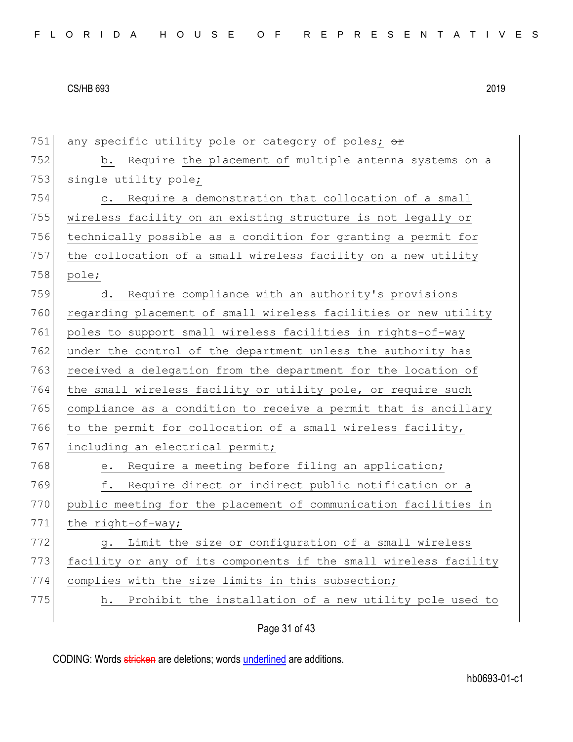751 any specific utility pole or category of poles; ~~or~~

752 b. Require the placement of multiple antenna systems on a

753 single utility pole;

754 c. Require a demonstration that collocation of a small

755 wireless facility on an existing structure is not legally or

756 technically possible as a condition for granting a permit for

757 the collocation of a small wireless facility on a new utility

758 pole;

759 d. Require compliance with an authority's provisions

760 regarding placement of small wireless facilities or new utility

761 poles to support small wireless facilities in rights-of-way

762 under the control of the department unless the authority has

763 received a delegation from the department for the location of

764 the small wireless facility or utility pole, or require such

765 compliance as a condition to receive a permit that is ancillary

766 to the permit for collocation of a small wireless facility,

767 including an electrical permit;

768 e. Require a meeting before filing an application;

769 f. Require direct or indirect public notification or a

770 public meeting for the placement of communication facilities in

771 the right-of-way;

772 g. Limit the size or configuration of a small wireless

773 facility or any of its components if the small wireless facility

774 complies with the size limits in this subsection;

775 h. Prohibit the installation of a new utility pole used to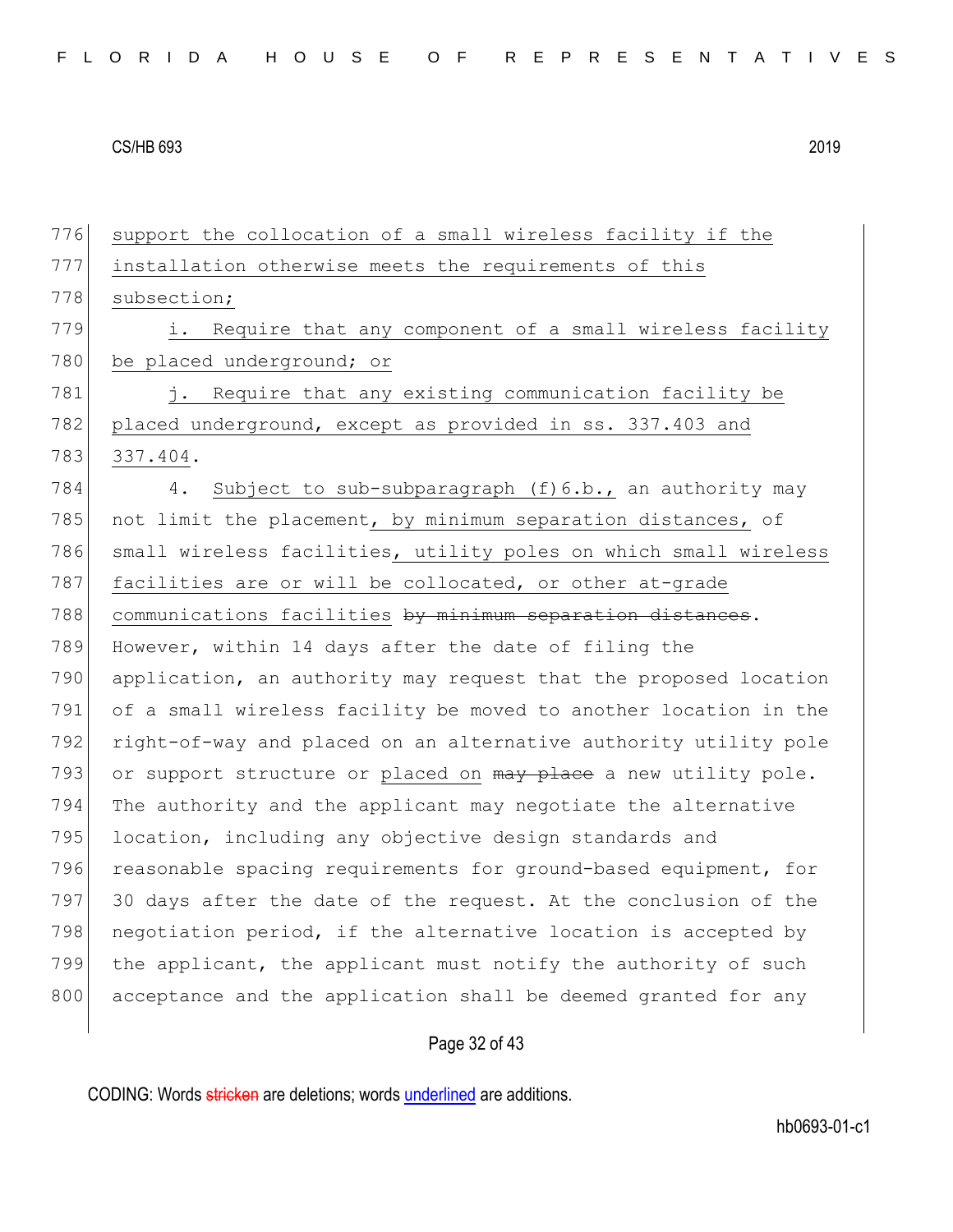support the collocation of a small wireless facility if the installation otherwise meets the requirements of this subsection;

i. Require that any component of a small wireless facility be placed underground; or

j. Require that any existing communication facility be placed underground, except as provided in ss. 337.403 and 337.404.

4. Subject to sub-subparagraph (f)6.b., an authority may not limit the placement, by minimum separation distances, of small wireless facilities, utility poles on which small wireless facilities are or will be collocated, or other at-grade communications facilities ~~by minimum separation distances~~. However, within 14 days after the date of filing the application, an authority may request that the proposed location of a small wireless facility be moved to another location in the right-of-way and placed on an alternative authority utility pole or support structure or placed on ~~may place~~ a new utility pole. The authority and the applicant may negotiate the alternative location, including any objective design standards and reasonable spacing requirements for ground-based equipment, for 30 days after the date of the request. At the conclusion of the negotiation period, if the alternative location is accepted by the applicant, the applicant must notify the authority of such acceptance and the application shall be deemed granted for any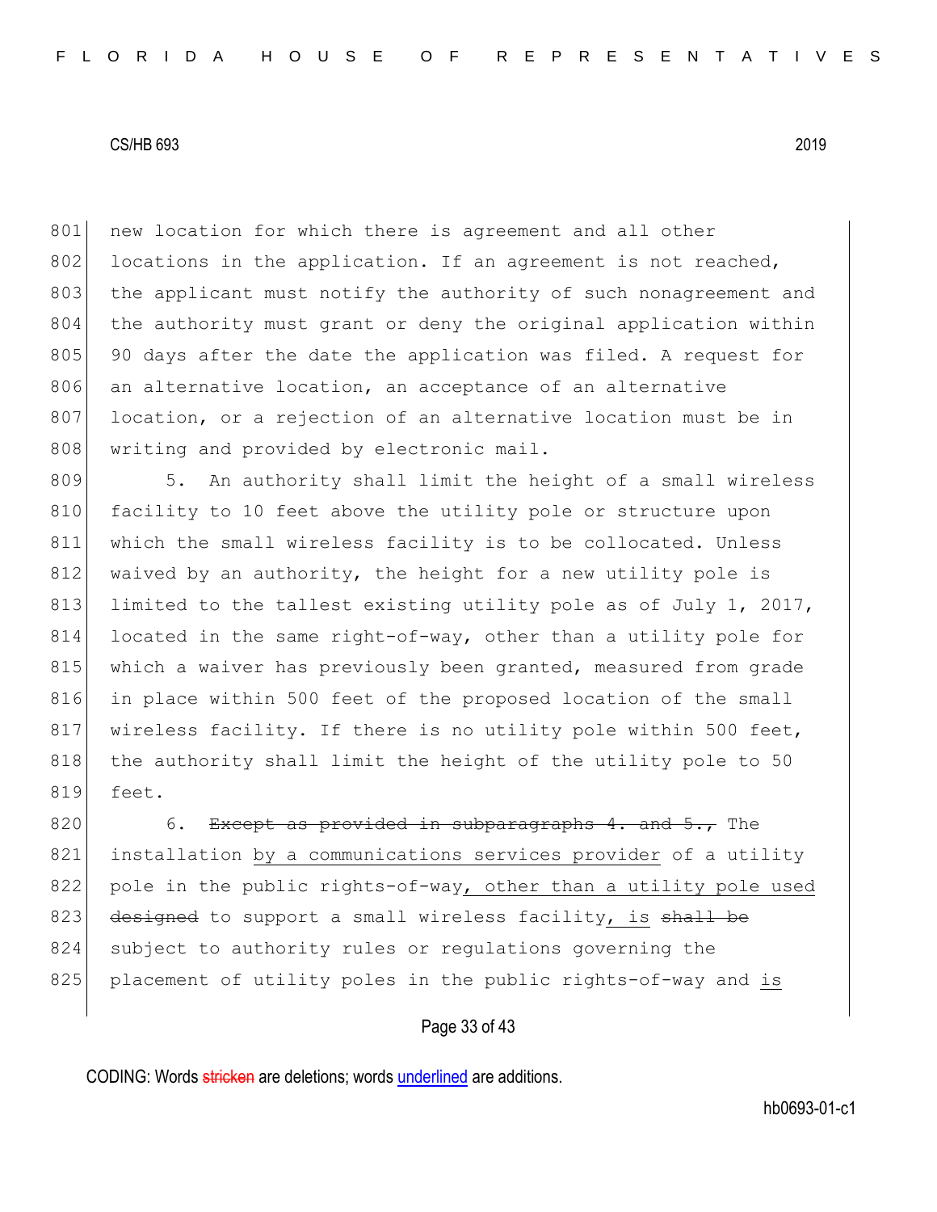new location for which there is agreement and all other locations in the application. If an agreement is not reached, the applicant must notify the authority of such nonagreement and the authority must grant or deny the original application within 90 days after the date the application was filed. A request for an alternative location, an acceptance of an alternative location, or a rejection of an alternative location must be in writing and provided by electronic mail.

5. An authority shall limit the height of a small wireless facility to 10 feet above the utility pole or structure upon which the small wireless facility is to be collocated. Unless waived by an authority, the height for a new utility pole is limited to the tallest existing utility pole as of July 1, 2017, located in the same right-of-way, other than a utility pole for which a waiver has previously been granted, measured from grade in place within 500 feet of the proposed location of the small wireless facility. If there is no utility pole within 500 feet, the authority shall limit the height of the utility pole to 50 feet.

6. ~~Except as provided in subparagraphs 4. and 5.,~~ The installation <u>by a communications services provider</u> of a utility pole in the public rights-of-way<u>, other than a utility pole used</u> ~~designed~~ to support a small wireless facility<u>, is</u> ~~shall be~~ subject to authority rules or regulations governing the placement of utility poles in the public rights-of-way and <u>is</u>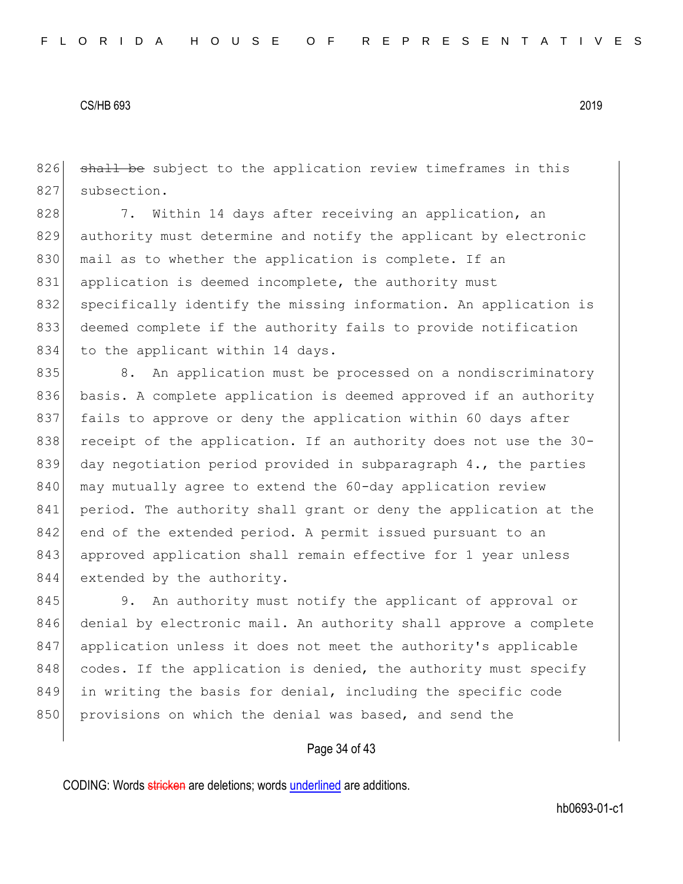~~shall be~~ subject to the application review timeframes in this subsection.

7. Within 14 days after receiving an application, an authority must determine and notify the applicant by electronic mail as to whether the application is complete. If an application is deemed incomplete, the authority must specifically identify the missing information. An application is deemed complete if the authority fails to provide notification to the applicant within 14 days.

8. An application must be processed on a nondiscriminatory basis. A complete application is deemed approved if an authority fails to approve or deny the application within 60 days after receipt of the application. If an authority does not use the 30-day negotiation period provided in subparagraph 4., the parties may mutually agree to extend the 60-day application review period. The authority shall grant or deny the application at the end of the extended period. A permit issued pursuant to an approved application shall remain effective for 1 year unless extended by the authority.

9. An authority must notify the applicant of approval or denial by electronic mail. An authority shall approve a complete application unless it does not meet the authority's applicable codes. If the application is denied, the authority must specify in writing the basis for denial, including the specific code provisions on which the denial was based, and send the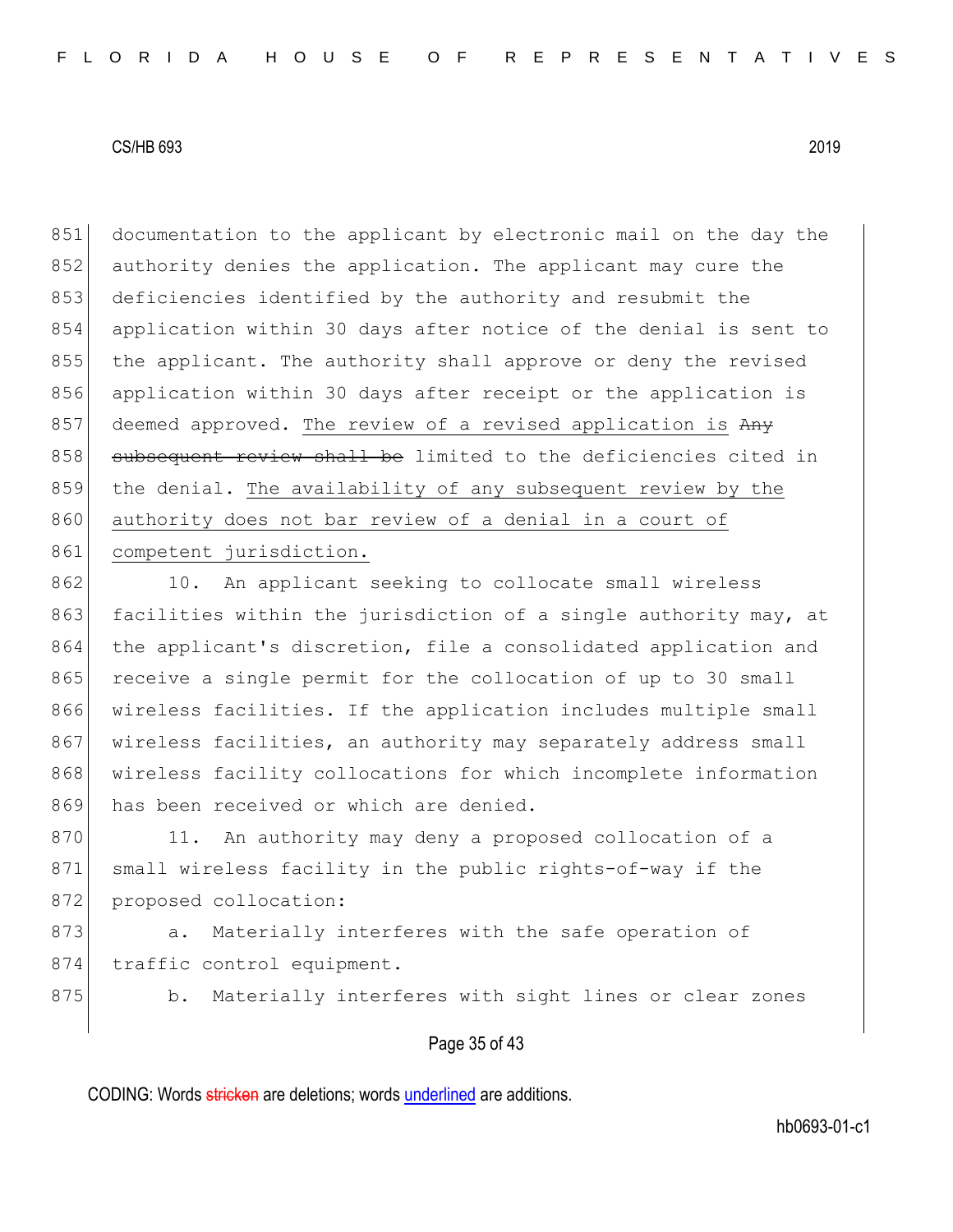documentation to the applicant by electronic mail on the day the authority denies the application. The applicant may cure the deficiencies identified by the authority and resubmit the application within 30 days after notice of the denial is sent to the applicant. The authority shall approve or deny the revised application within 30 days after receipt or the application is deemed approved. The review of a revised application is ~~Any subsequent review shall be~~ limited to the deficiencies cited in the denial. The availability of any subsequent review by the authority does not bar review of a denial in a court of competent jurisdiction.

10. An applicant seeking to collocate small wireless facilities within the jurisdiction of a single authority may, at the applicant's discretion, file a consolidated application and receive a single permit for the collocation of up to 30 small wireless facilities. If the application includes multiple small wireless facilities, an authority may separately address small wireless facility collocations for which incomplete information has been received or which are denied.

11. An authority may deny a proposed collocation of a small wireless facility in the public rights-of-way if the proposed collocation:

a. Materially interferes with the safe operation of traffic control equipment.

b. Materially interferes with sight lines or clear zones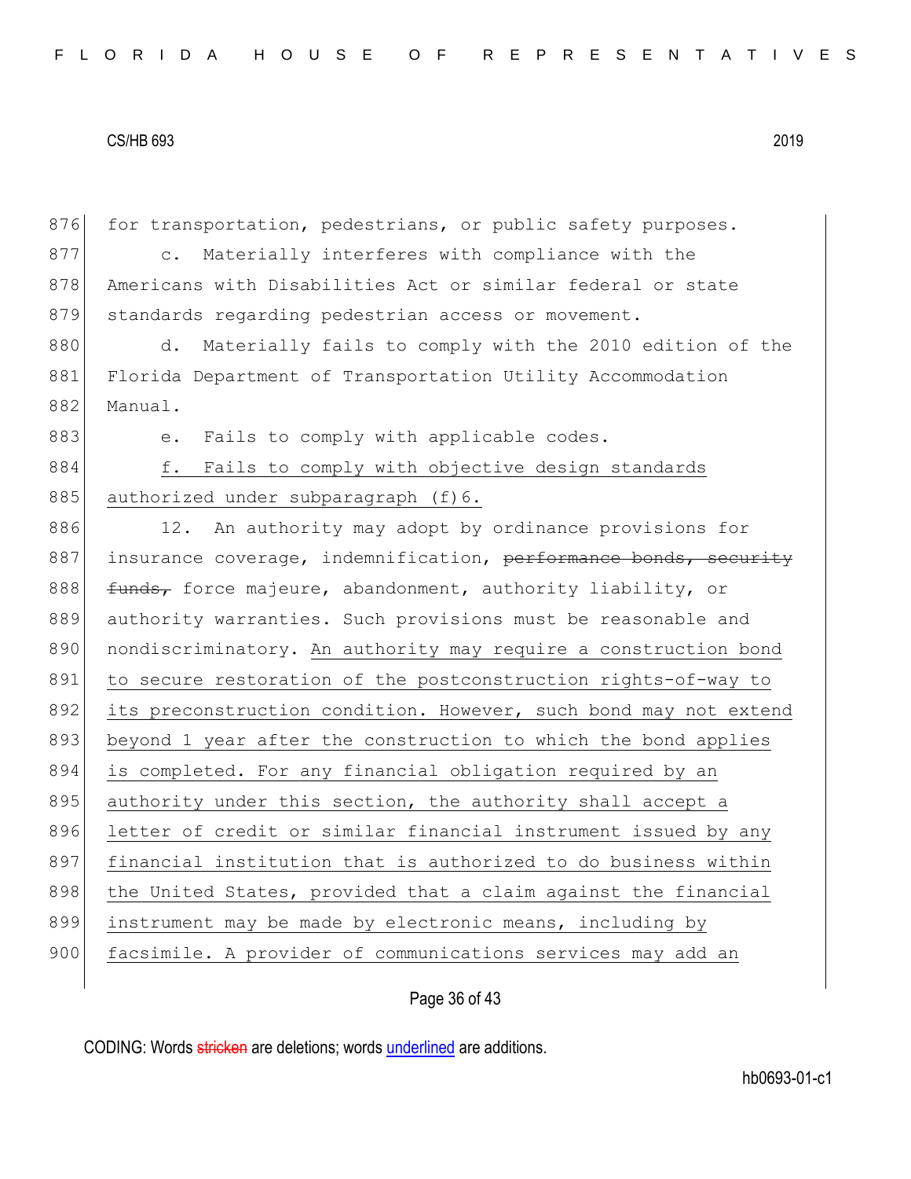876 for transportation, pedestrians, or public safety purposes.

877 c. Materially interferes with compliance with the
878 Americans with Disabilities Act or similar federal or state
879 standards regarding pedestrian access or movement.

880 d. Materially fails to comply with the 2010 edition of the
881 Florida Department of Transportation Utility Accommodation
882 Manual.

883 e. Fails to comply with applicable codes.

884 <u>f. Fails to comply with objective design standards</u>
885 <u>authorized under subparagraph (f)6.</u>

886 12. An authority may adopt by ordinance provisions for
887 insurance coverage, indemnification, ~~performance bonds, security~~
888 ~~funds,~~ force majeure, abandonment, authority liability, or
889 authority warranties. Such provisions must be reasonable and
890 nondiscriminatory. <u>An authority may require a construction bond</u>
891 <u>to secure restoration of the postconstruction rights-of-way to</u>
892 <u>its preconstruction condition. However, such bond may not extend</u>
893 <u>beyond 1 year after the construction to which the bond applies</u>
894 <u>is completed. For any financial obligation required by an</u>
895 <u>authority under this section, the authority shall accept a</u>
896 <u>letter of credit or similar financial instrument issued by any</u>
897 <u>financial institution that is authorized to do business within</u>
898 <u>the United States, provided that a claim against the financial</u>
899 <u>instrument may be made by electronic means, including by</u>
900 <u>facsimile. A provider of communications services may add an</u>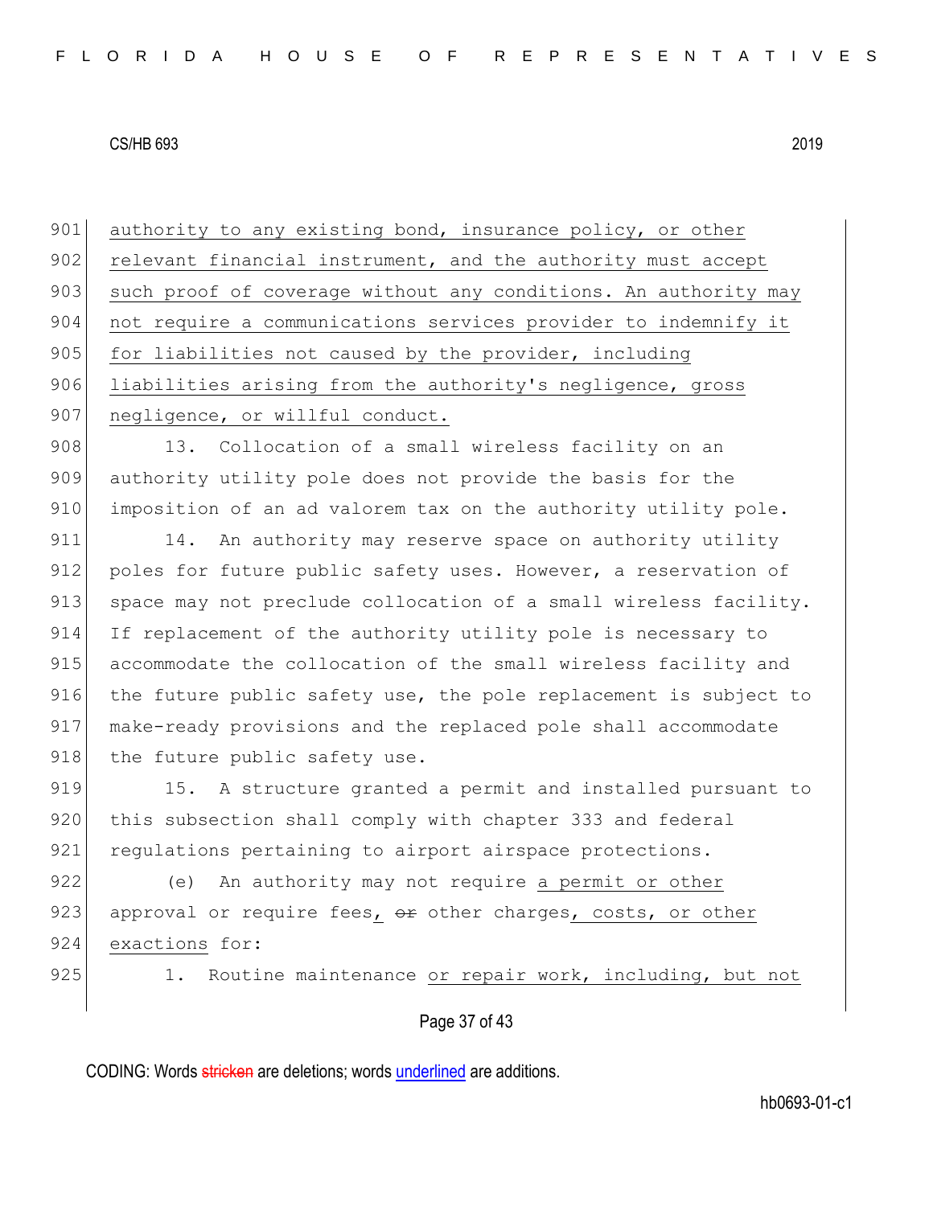authority to any existing bond, insurance policy, or other relevant financial instrument, and the authority must accept such proof of coverage without any conditions. An authority may not require a communications services provider to indemnify it for liabilities not caused by the provider, including liabilities arising from the authority's negligence, gross negligence, or willful conduct.

13. Collocation of a small wireless facility on an authority utility pole does not provide the basis for the imposition of an ad valorem tax on the authority utility pole.

14. An authority may reserve space on authority utility poles for future public safety uses. However, a reservation of space may not preclude collocation of a small wireless facility. If replacement of the authority utility pole is necessary to accommodate the collocation of the small wireless facility and the future public safety use, the pole replacement is subject to make-ready provisions and the replaced pole shall accommodate the future public safety use.

15. A structure granted a permit and installed pursuant to this subsection shall comply with chapter 333 and federal regulations pertaining to airport airspace protections.

(e) An authority may not require a permit or other approval or require fees, ~~or~~ other charges, costs, or other exactions for:

1. Routine maintenance or repair work, including, but not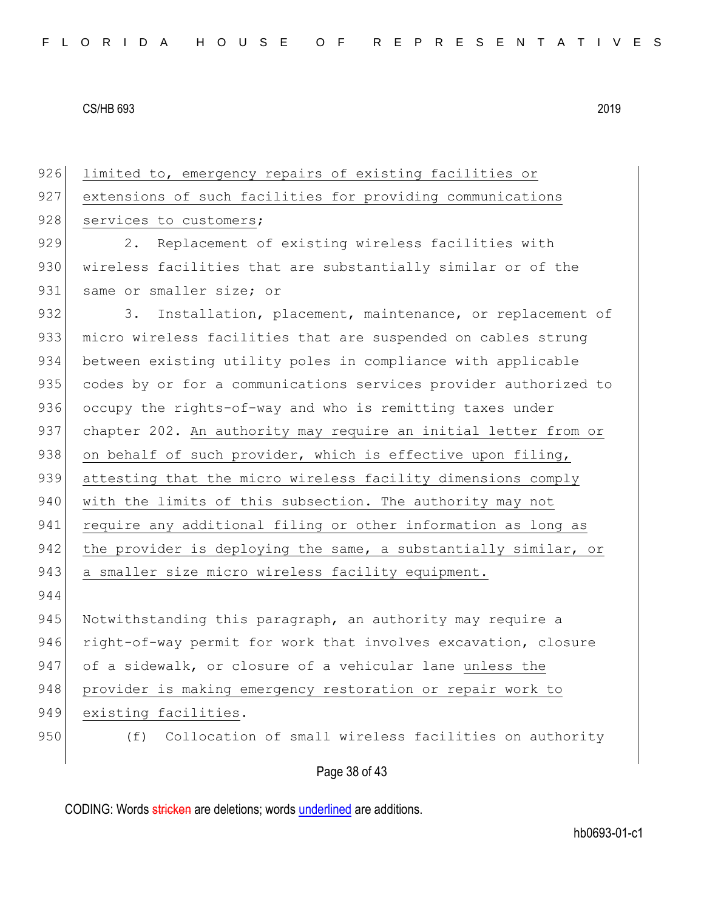limited to, emergency repairs of existing facilities or extensions of such facilities for providing communications services to customers;

2. Replacement of existing wireless facilities with wireless facilities that are substantially similar or of the same or smaller size; or

3. Installation, placement, maintenance, or replacement of micro wireless facilities that are suspended on cables strung between existing utility poles in compliance with applicable codes by or for a communications services provider authorized to occupy the rights-of-way and who is remitting taxes under chapter 202. An authority may require an initial letter from or on behalf of such provider, which is effective upon filing, attesting that the micro wireless facility dimensions comply with the limits of this subsection. The authority may not require any additional filing or other information as long as the provider is deploying the same, a substantially similar, or a smaller size micro wireless facility equipment.

Notwithstanding this paragraph, an authority may require a right-of-way permit for work that involves excavation, closure of a sidewalk, or closure of a vehicular lane unless the provider is making emergency restoration or repair work to existing facilities.

(f) Collocation of small wireless facilities on authority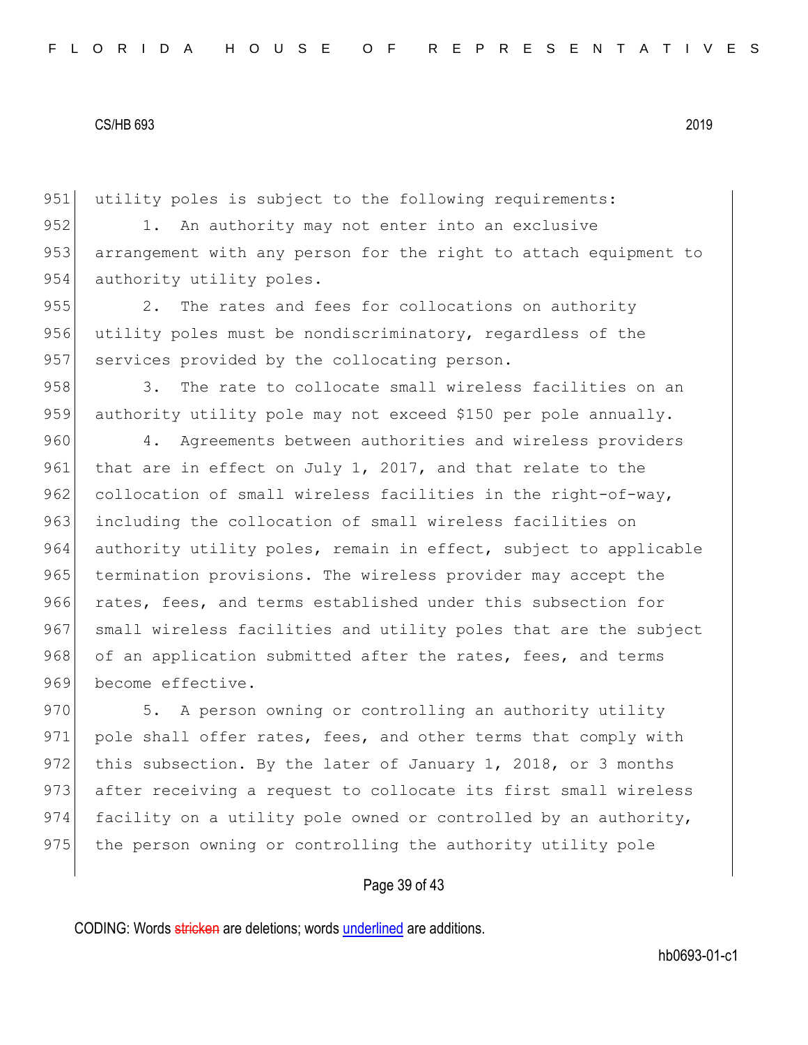utility poles is subject to the following requirements:

1. An authority may not enter into an exclusive arrangement with any person for the right to attach equipment to authority utility poles.

2. The rates and fees for collocations on authority utility poles must be nondiscriminatory, regardless of the services provided by the collocating person.

3. The rate to collocate small wireless facilities on an authority utility pole may not exceed $150 per pole annually.

4. Agreements between authorities and wireless providers that are in effect on July 1, 2017, and that relate to the collocation of small wireless facilities in the right-of-way, including the collocation of small wireless facilities on authority utility poles, remain in effect, subject to applicable termination provisions. The wireless provider may accept the rates, fees, and terms established under this subsection for small wireless facilities and utility poles that are the subject of an application submitted after the rates, fees, and terms become effective.

5. A person owning or controlling an authority utility pole shall offer rates, fees, and other terms that comply with this subsection. By the later of January 1, 2018, or 3 months after receiving a request to collocate its first small wireless facility on a utility pole owned or controlled by an authority, the person owning or controlling the authority utility pole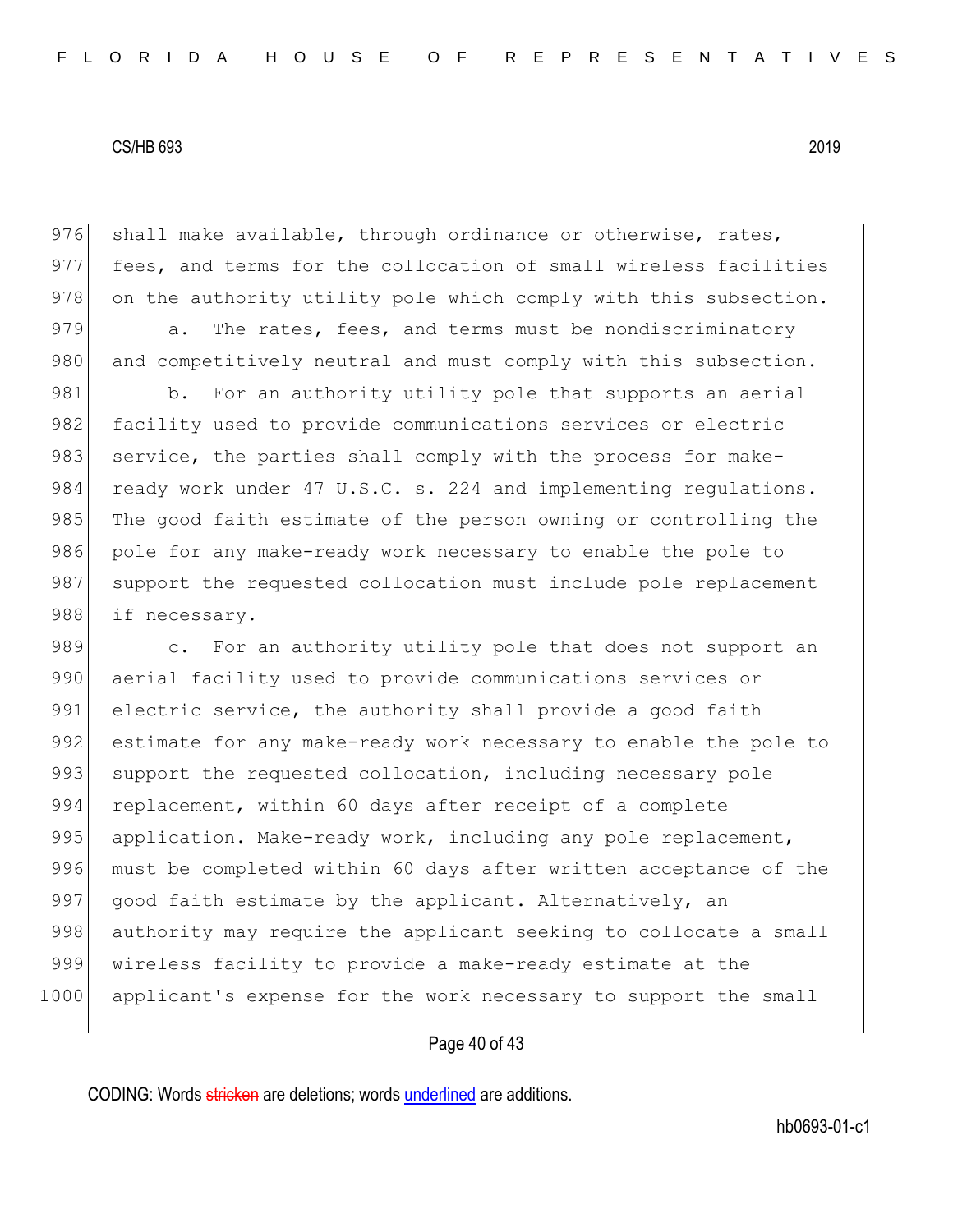shall make available, through ordinance or otherwise, rates, fees, and terms for the collocation of small wireless facilities on the authority utility pole which comply with this subsection.

a. The rates, fees, and terms must be nondiscriminatory and competitively neutral and must comply with this subsection.

b. For an authority utility pole that supports an aerial facility used to provide communications services or electric service, the parties shall comply with the process for make-ready work under 47 U.S.C. s. 224 and implementing regulations. The good faith estimate of the person owning or controlling the pole for any make-ready work necessary to enable the pole to support the requested collocation must include pole replacement if necessary.

c. For an authority utility pole that does not support an aerial facility used to provide communications services or electric service, the authority shall provide a good faith estimate for any make-ready work necessary to enable the pole to support the requested collocation, including necessary pole replacement, within 60 days after receipt of a complete application. Make-ready work, including any pole replacement, must be completed within 60 days after written acceptance of the good faith estimate by the applicant. Alternatively, an authority may require the applicant seeking to collocate a small wireless facility to provide a make-ready estimate at the applicant's expense for the work necessary to support the small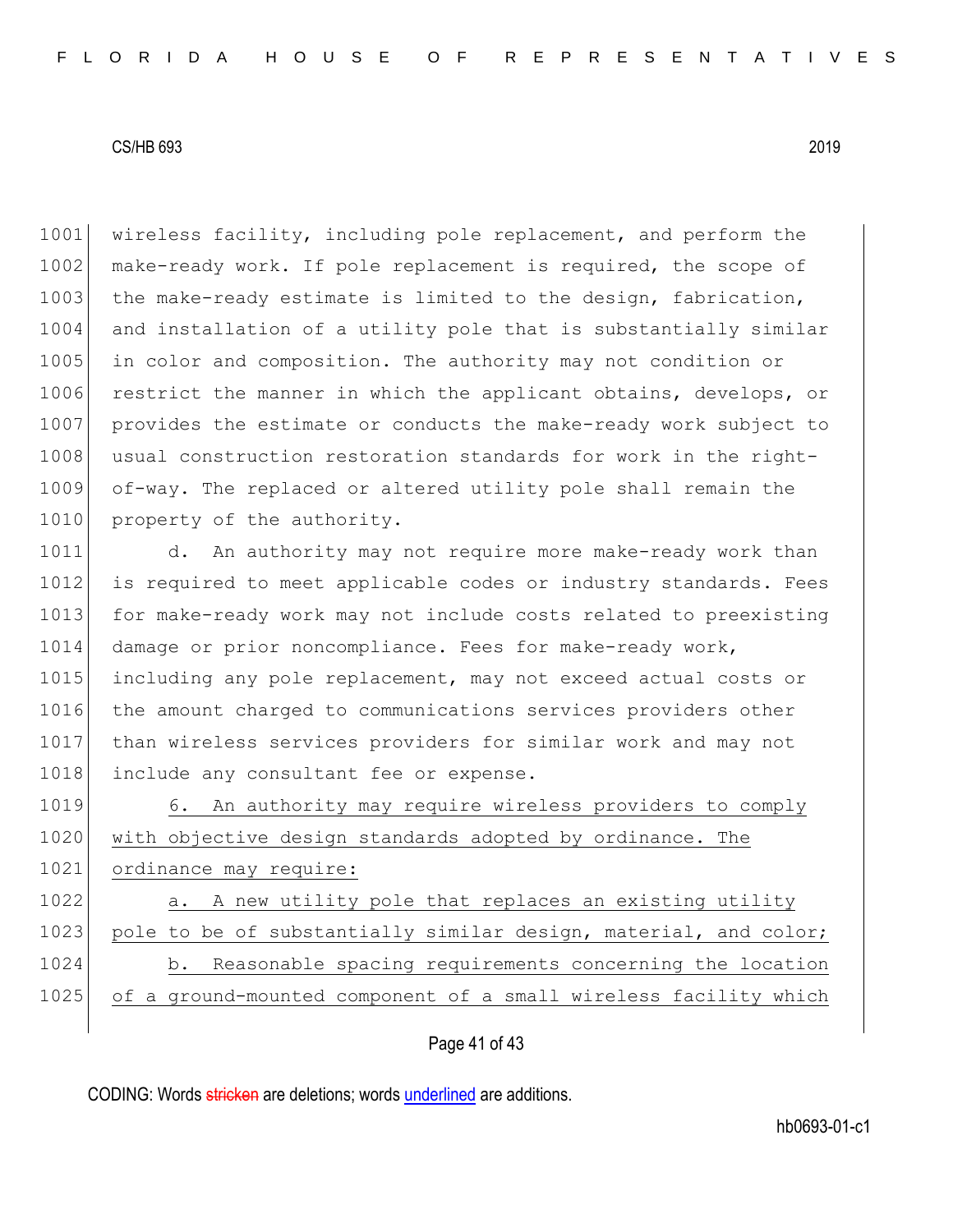wireless facility, including pole replacement, and perform the make-ready work. If pole replacement is required, the scope of the make-ready estimate is limited to the design, fabrication, and installation of a utility pole that is substantially similar in color and composition. The authority may not condition or restrict the manner in which the applicant obtains, develops, or provides the estimate or conducts the make-ready work subject to usual construction restoration standards for work in the right-of-way. The replaced or altered utility pole shall remain the property of the authority.

d. An authority may not require more make-ready work than is required to meet applicable codes or industry standards. Fees for make-ready work may not include costs related to preexisting damage or prior noncompliance. Fees for make-ready work, including any pole replacement, may not exceed actual costs or the amount charged to communications services providers other than wireless services providers for similar work and may not include any consultant fee or expense.

6. An authority may require wireless providers to comply with objective design standards adopted by ordinance. The ordinance may require:

a. A new utility pole that replaces an existing utility pole to be of substantially similar design, material, and color;

b. Reasonable spacing requirements concerning the location of a ground-mounted component of a small wireless facility which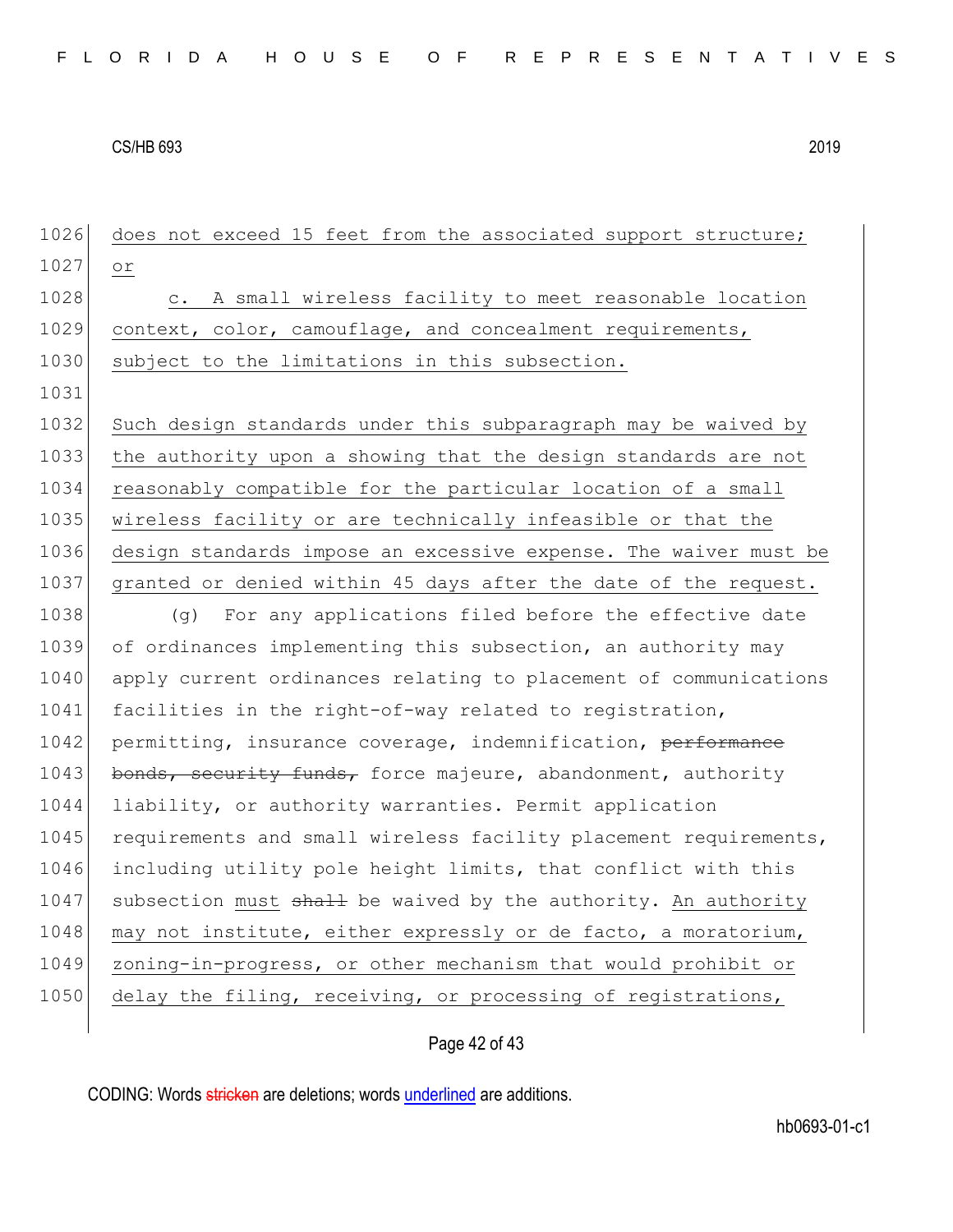does not exceed 15 feet from the associated support structure; or

c. A small wireless facility to meet reasonable location context, color, camouflage, and concealment requirements, subject to the limitations in this subsection.

Such design standards under this subparagraph may be waived by the authority upon a showing that the design standards are not reasonably compatible for the particular location of a small wireless facility or are technically infeasible or that the design standards impose an excessive expense. The waiver must be granted or denied within 45 days after the date of the request.

(g) For any applications filed before the effective date of ordinances implementing this subsection, an authority may apply current ordinances relating to placement of communications facilities in the right-of-way related to registration, permitting, insurance coverage, indemnification, ~~performance bonds, security funds,~~ force majeure, abandonment, authority liability, or authority warranties. Permit application requirements and small wireless facility placement requirements, including utility pole height limits, that conflict with this subsection must ~~shall~~ be waived by the authority. An authority may not institute, either expressly or de facto, a moratorium, zoning-in-progress, or other mechanism that would prohibit or delay the filing, receiving, or processing of registrations,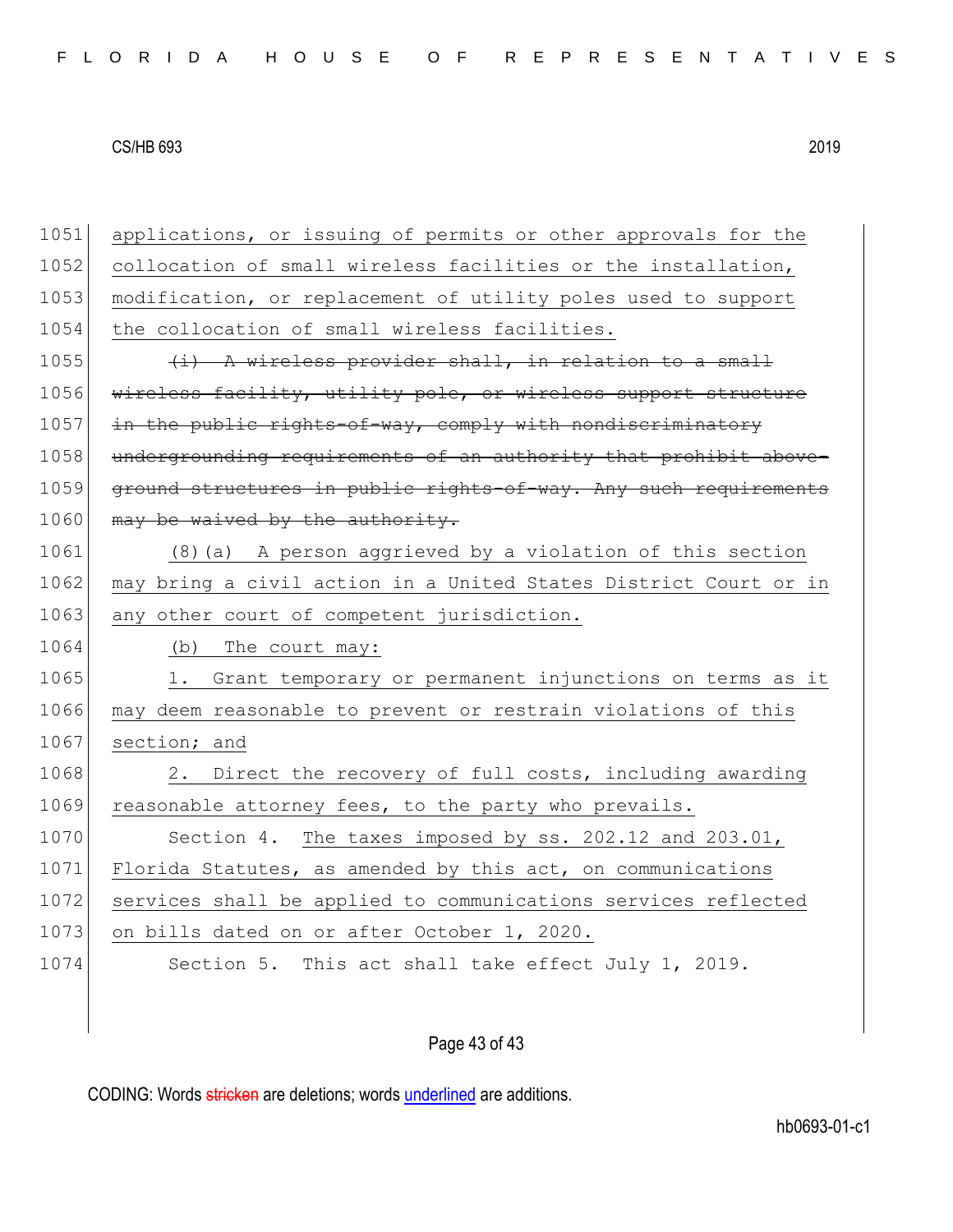1051 applications, or issuing of permits or other approvals for the
1052 collocation of small wireless facilities or the installation,
1053 modification, or replacement of utility poles used to support
1054 the collocation of small wireless facilities.

1055 ~~(i) A wireless provider shall, in relation to a small~~
1056 ~~wireless facility, utility pole, or wireless support structure~~
1057 ~~in the public rights-of-way, comply with nondiscriminatory~~
1058 ~~undergrounding requirements of an authority that prohibit above-~~
1059 ~~ground structures in public rights-of-way. Any such requirements~~
1060 ~~may be waived by the authority.~~

1061 (8)(a) A person aggrieved by a violation of this section
1062 may bring a civil action in a United States District Court or in
1063 any other court of competent jurisdiction.

1064 (b) The court may:

1065 1. Grant temporary or permanent injunctions on terms as it
1066 may deem reasonable to prevent or restrain violations of this
1067 section; and

1068 2. Direct the recovery of full costs, including awarding
1069 reasonable attorney fees, to the party who prevails.

1070 Section 4. The taxes imposed by ss. 202.12 and 203.01,
1071 Florida Statutes, as amended by this act, on communications
1072 services shall be applied to communications services reflected
1073 on bills dated on or after October 1, 2020.

1074 Section 5. This act shall take effect July 1, 2019.